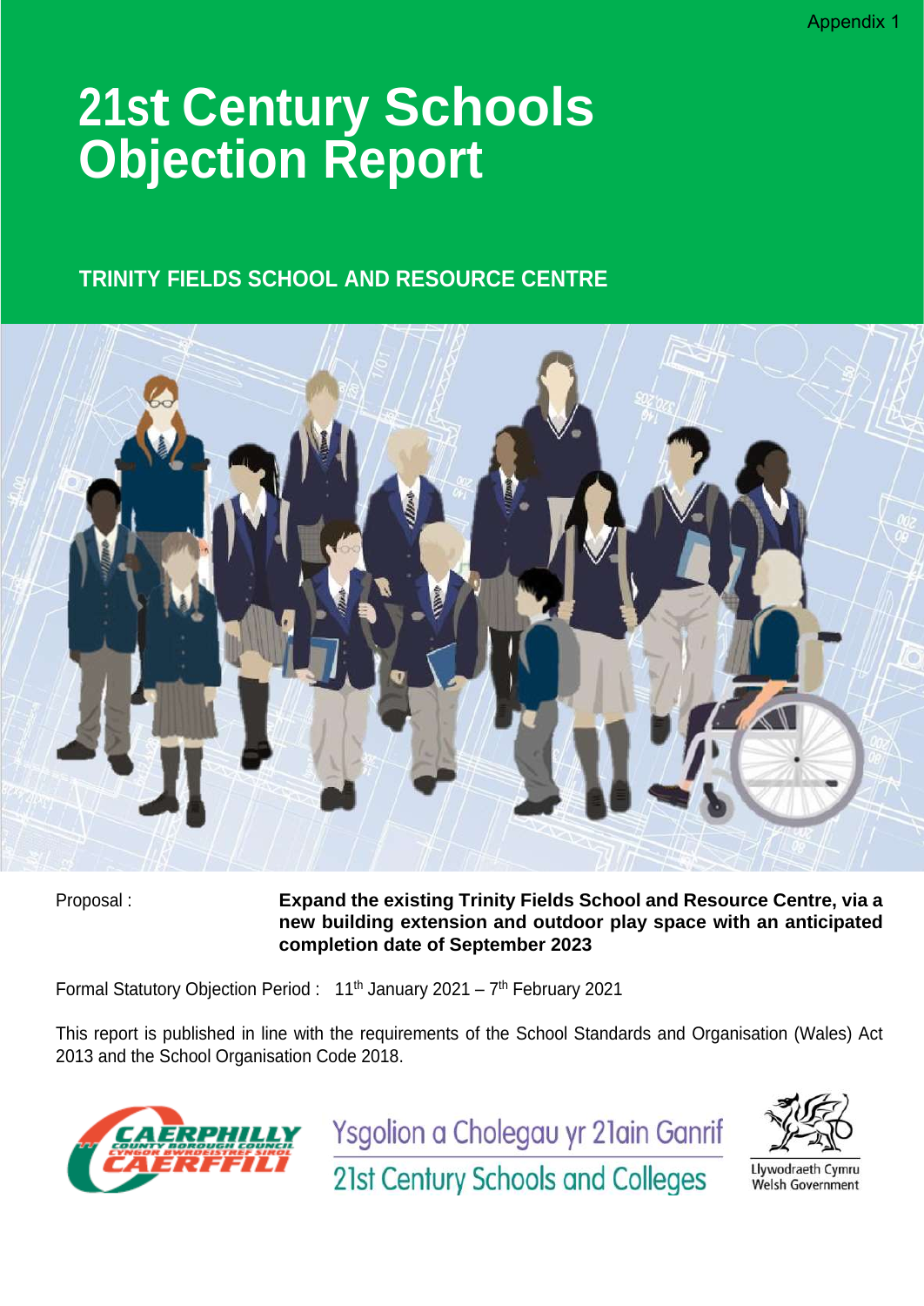Appendix 1

# 21st Century Schools Objection Report

## TRINITY FIELDS SCHOOL AND RESOURCE CENTRE

| Proposal : | **Expand the existing Trinity Fields School and Resource Centre, via a new building extension and outdoor play space with an anticipated completion date of September 2023** |
| --- | --- |

Formal Statutory Objection Period : 11th January 2021 – 7th February 2021

This report is published in line with the requirements of the School Standards and Organisation (Wales) Act 2013 and the School Organisation Code 2018.

CAERPHILLY COUNTY BOROUGH COUNCIL / CYNGOR BWRDEISTREF SIROL CAERFFILI

Ysgolion a Cholegau yr 21ain Ganrif
21st Century Schools and Colleges

Llywodraeth Cymru
Welsh Government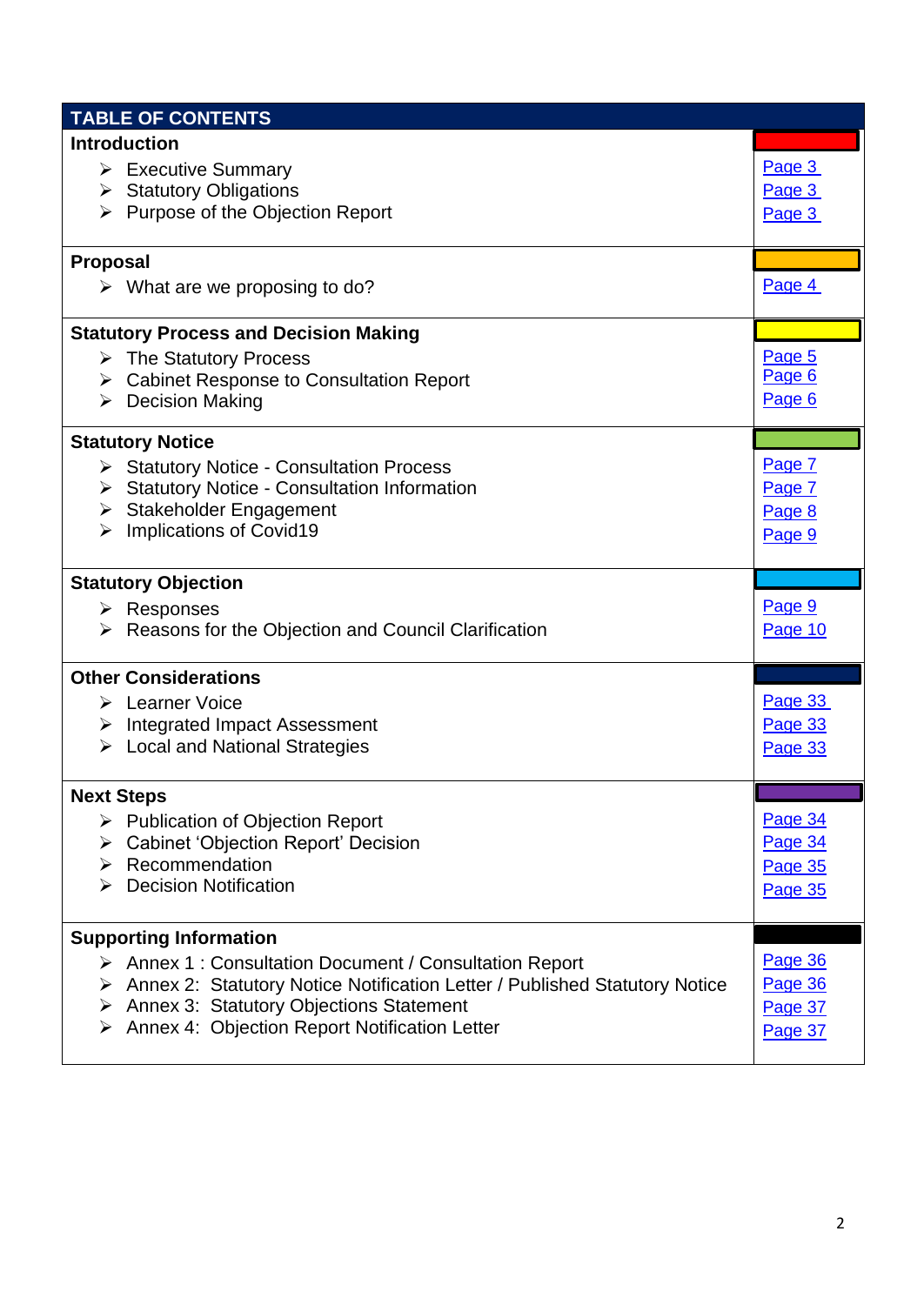| TABLE OF CONTENTS | |
|---|---|
| **Introduction** | |
| ➢ Executive Summary | Page 3 |
| ➢ Statutory Obligations | Page 3 |
| ➢ Purpose of the Objection Report | Page 3 |
| **Proposal** | |
| ➢ What are we proposing to do? | Page 4 |
| **Statutory Process and Decision Making** | |
| ➢ The Statutory Process | Page 5 |
| ➢ Cabinet Response to Consultation Report | Page 6 |
| ➢ Decision Making | Page 6 |
| **Statutory Notice** | |
| ➢ Statutory Notice - Consultation Process | Page 7 |
| ➢ Statutory Notice - Consultation Information | Page 7 |
| ➢ Stakeholder Engagement | Page 8 |
| ➢ Implications of Covid19 | Page 9 |
| **Statutory Objection** | |
| ➢ Responses | Page 9 |
| ➢ Reasons for the Objection and Council Clarification | Page 10 |
| **Other Considerations** | |
| ➢ Learner Voice | Page 33 |
| ➢ Integrated Impact Assessment | Page 33 |
| ➢ Local and National Strategies | Page 33 |
| **Next Steps** | |
| ➢ Publication of Objection Report | Page 34 |
| ➢ Cabinet 'Objection Report' Decision | Page 34 |
| ➢ Recommendation | Page 35 |
| ➢ Decision Notification | Page 35 |
| **Supporting Information** | |
| ➢ Annex 1 : Consultation Document / Consultation Report | Page 36 |
| ➢ Annex 2: Statutory Notice Notification Letter / Published Statutory Notice | Page 36 |
| ➢ Annex 3: Statutory Objections Statement | Page 37 |
| ➢ Annex 4: Objection Report Notification Letter | Page 37 |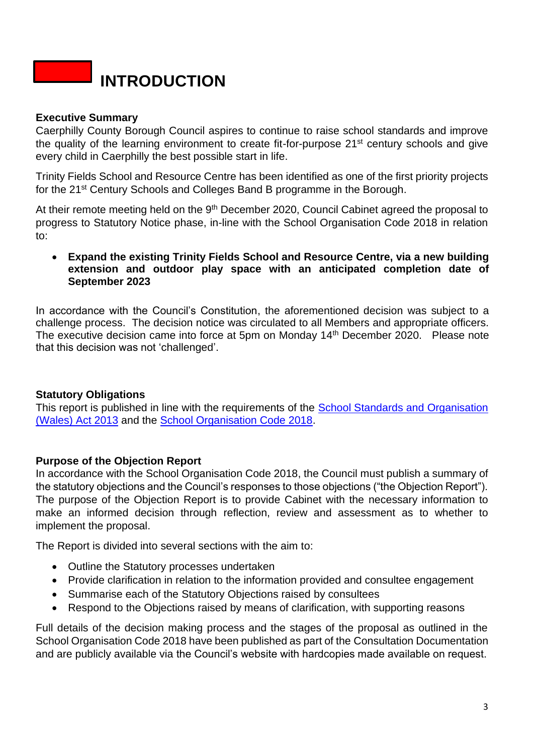# INTRODUCTION

**Executive Summary**

Caerphilly County Borough Council aspires to continue to raise school standards and improve the quality of the learning environment to create fit-for-purpose 21st century schools and give every child in Caerphilly the best possible start in life.

Trinity Fields School and Resource Centre has been identified as one of the first priority projects for the 21st Century Schools and Colleges Band B programme in the Borough.

At their remote meeting held on the 9th December 2020, Council Cabinet agreed the proposal to progress to Statutory Notice phase, in-line with the School Organisation Code 2018 in relation to:

- **Expand the existing Trinity Fields School and Resource Centre, via a new building extension and outdoor play space with an anticipated completion date of September 2023**

In accordance with the Council's Constitution, the aforementioned decision was subject to a challenge process. The decision notice was circulated to all Members and appropriate officers. The executive decision came into force at 5pm on Monday 14th December 2020. Please note that this decision was not 'challenged'.

**Statutory Obligations**

This report is published in line with the requirements of the School Standards and Organisation (Wales) Act 2013 and the School Organisation Code 2018.

**Purpose of the Objection Report**

In accordance with the School Organisation Code 2018, the Council must publish a summary of the statutory objections and the Council's responses to those objections ("the Objection Report"). The purpose of the Objection Report is to provide Cabinet with the necessary information to make an informed decision through reflection, review and assessment as to whether to implement the proposal.

The Report is divided into several sections with the aim to:

- Outline the Statutory processes undertaken
- Provide clarification in relation to the information provided and consultee engagement
- Summarise each of the Statutory Objections raised by consultees
- Respond to the Objections raised by means of clarification, with supporting reasons

Full details of the decision making process and the stages of the proposal as outlined in the School Organisation Code 2018 have been published as part of the Consultation Documentation and are publicly available via the Council's website with hardcopies made available on request.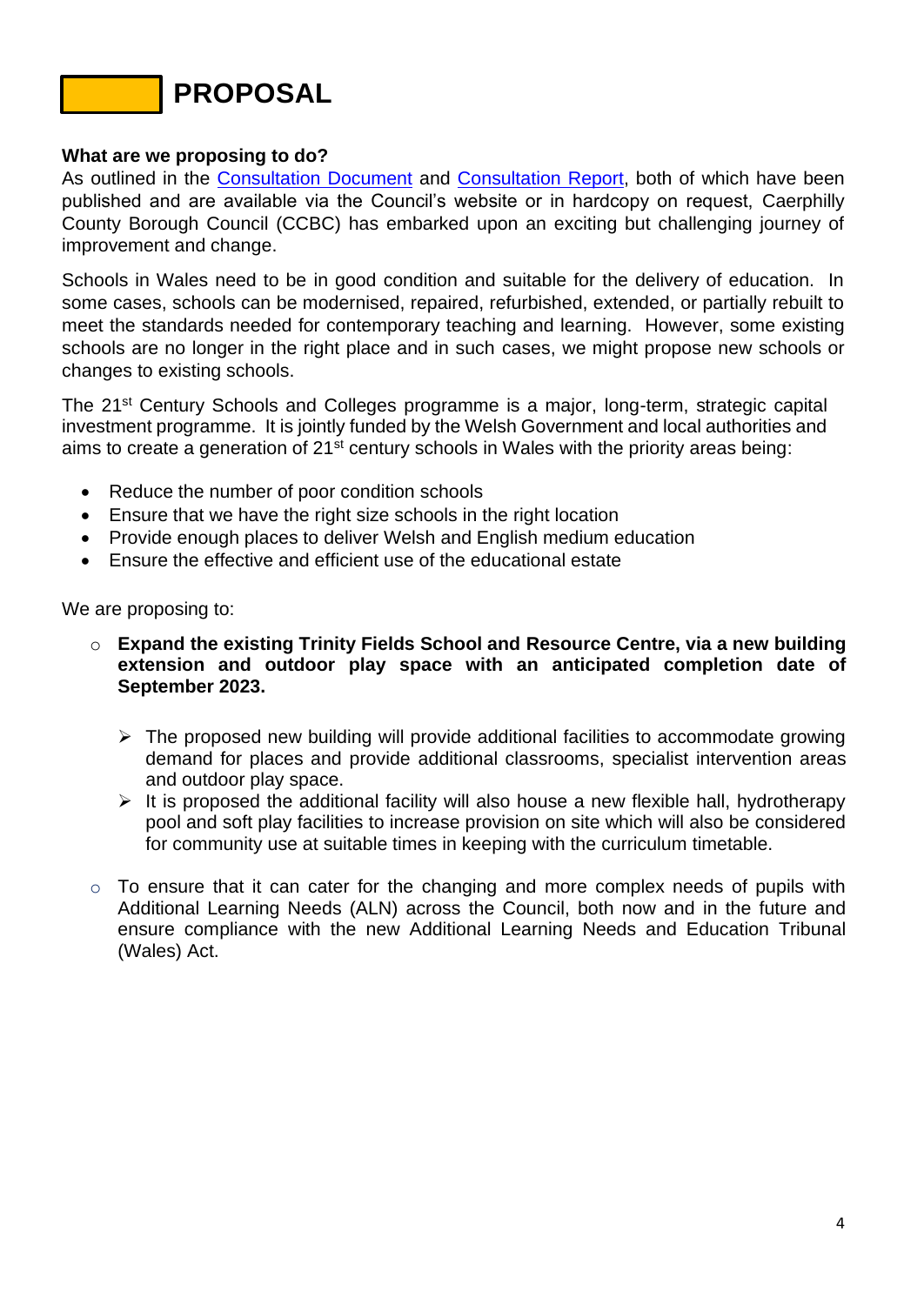# PROPOSAL

**What are we proposing to do?**

As outlined in the Consultation Document and Consultation Report, both of which have been published and are available via the Council's website or in hardcopy on request, Caerphilly County Borough Council (CCBC) has embarked upon an exciting but challenging journey of improvement and change.

Schools in Wales need to be in good condition and suitable for the delivery of education. In some cases, schools can be modernised, repaired, refurbished, extended, or partially rebuilt to meet the standards needed for contemporary teaching and learning. However, some existing schools are no longer in the right place and in such cases, we might propose new schools or changes to existing schools.

The 21st Century Schools and Colleges programme is a major, long-term, strategic capital investment programme. It is jointly funded by the Welsh Government and local authorities and aims to create a generation of 21st century schools in Wales with the priority areas being:

- Reduce the number of poor condition schools
- Ensure that we have the right size schools in the right location
- Provide enough places to deliver Welsh and English medium education
- Ensure the effective and efficient use of the educational estate

We are proposing to:

- **Expand the existing Trinity Fields School and Resource Centre, via a new building extension and outdoor play space with an anticipated completion date of September 2023.**
  - The proposed new building will provide additional facilities to accommodate growing demand for places and provide additional classrooms, specialist intervention areas and outdoor play space.
  - It is proposed the additional facility will also house a new flexible hall, hydrotherapy pool and soft play facilities to increase provision on site which will also be considered for community use at suitable times in keeping with the curriculum timetable.
- To ensure that it can cater for the changing and more complex needs of pupils with Additional Learning Needs (ALN) across the Council, both now and in the future and ensure compliance with the new Additional Learning Needs and Education Tribunal (Wales) Act.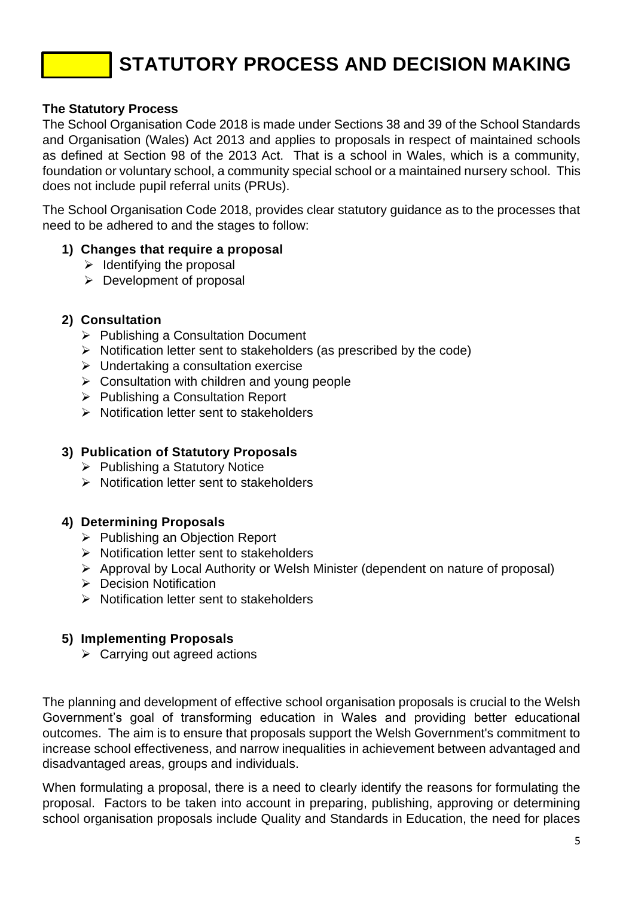# STATUTORY PROCESS AND DECISION MAKING

**The Statutory Process**

The School Organisation Code 2018 is made under Sections 38 and 39 of the School Standards and Organisation (Wales) Act 2013 and applies to proposals in respect of maintained schools as defined at Section 98 of the 2013 Act. That is a school in Wales, which is a community, foundation or voluntary school, a community special school or a maintained nursery school. This does not include pupil referral units (PRUs).

The School Organisation Code 2018, provides clear statutory guidance as to the processes that need to be adhered to and the stages to follow:

**1) Changes that require a proposal**

- Identifying the proposal
- Development of proposal

**2) Consultation**

- Publishing a Consultation Document
- Notification letter sent to stakeholders (as prescribed by the code)
- Undertaking a consultation exercise
- Consultation with children and young people
- Publishing a Consultation Report
- Notification letter sent to stakeholders

**3) Publication of Statutory Proposals**

- Publishing a Statutory Notice
- Notification letter sent to stakeholders

**4) Determining Proposals**

- Publishing an Objection Report
- Notification letter sent to stakeholders
- Approval by Local Authority or Welsh Minister (dependent on nature of proposal)
- Decision Notification
- Notification letter sent to stakeholders

**5) Implementing Proposals**

- Carrying out agreed actions

The planning and development of effective school organisation proposals is crucial to the Welsh Government's goal of transforming education in Wales and providing better educational outcomes. The aim is to ensure that proposals support the Welsh Government's commitment to increase school effectiveness, and narrow inequalities in achievement between advantaged and disadvantaged areas, groups and individuals.

When formulating a proposal, there is a need to clearly identify the reasons for formulating the proposal. Factors to be taken into account in preparing, publishing, approving or determining school organisation proposals include Quality and Standards in Education, the need for places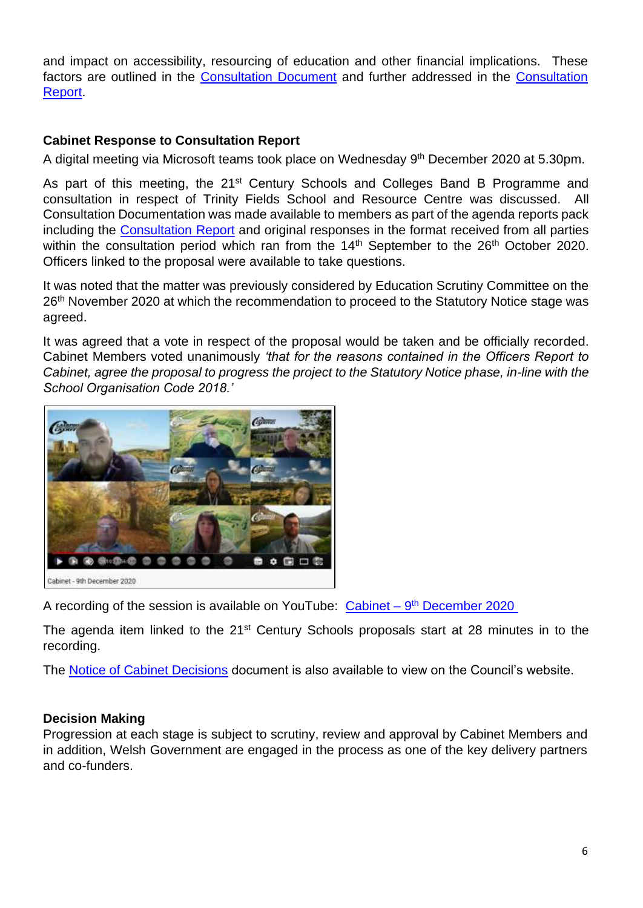and impact on accessibility, resourcing of education and other financial implications. These factors are outlined in the Consultation Document and further addressed in the Consultation Report.

**Cabinet Response to Consultation Report**

A digital meeting via Microsoft teams took place on Wednesday 9th December 2020 at 5.30pm.

As part of this meeting, the 21st Century Schools and Colleges Band B Programme and consultation in respect of Trinity Fields School and Resource Centre was discussed. All Consultation Documentation was made available to members as part of the agenda reports pack including the Consultation Report and original responses in the format received from all parties within the consultation period which ran from the 14th September to the 26th October 2020. Officers linked to the proposal were available to take questions.

It was noted that the matter was previously considered by Education Scrutiny Committee on the 26th November 2020 at which the recommendation to proceed to the Statutory Notice stage was agreed.

It was agreed that a vote in respect of the proposal would be taken and be officially recorded. Cabinet Members voted unanimously *'that for the reasons contained in the Officers Report to Cabinet, agree the proposal to progress the project to the Statutory Notice phase, in-line with the School Organisation Code 2018.'*

Cabinet - 9th December 2020

A recording of the session is available on YouTube: Cabinet – 9th December 2020

The agenda item linked to the 21st Century Schools proposals start at 28 minutes in to the recording.

The Notice of Cabinet Decisions document is also available to view on the Council's website.

**Decision Making**

Progression at each stage is subject to scrutiny, review and approval by Cabinet Members and in addition, Welsh Government are engaged in the process as one of the key delivery partners and co-funders.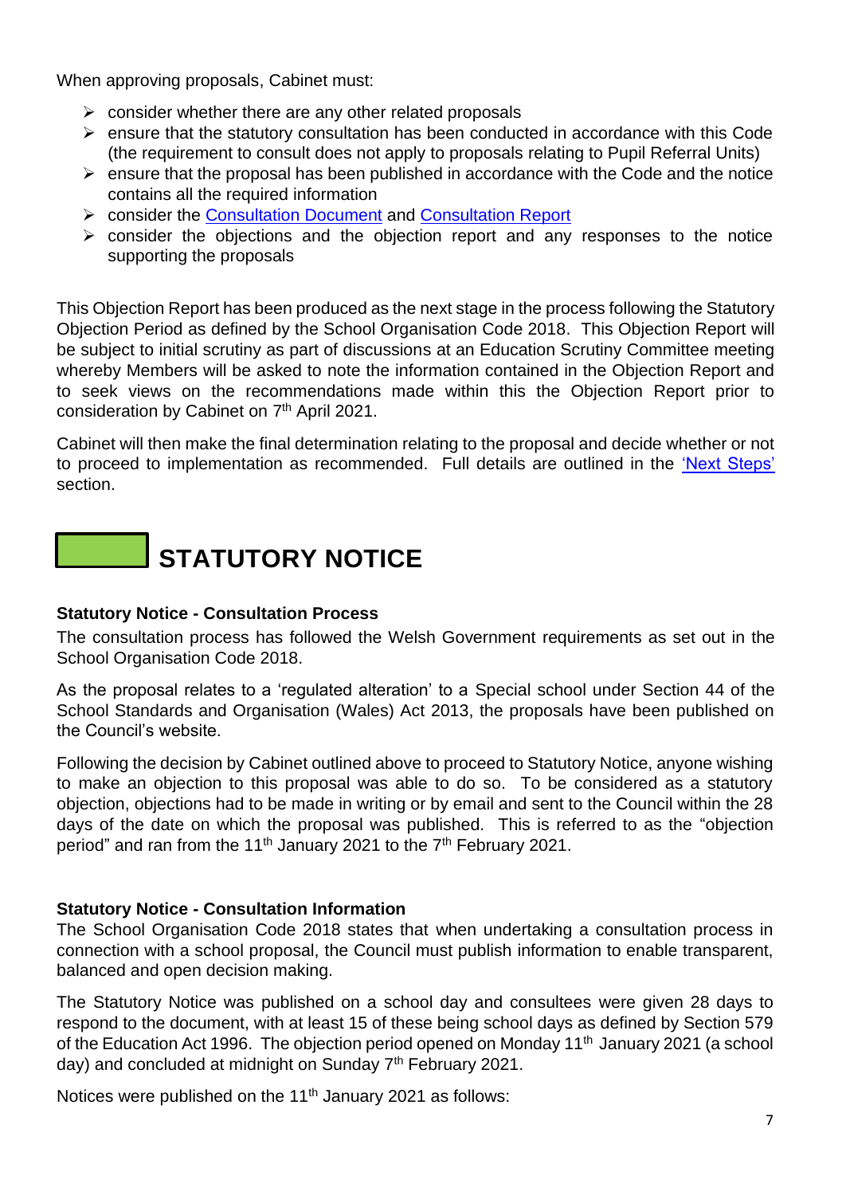When approving proposals, Cabinet must:

- consider whether there are any other related proposals
- ensure that the statutory consultation has been conducted in accordance with this Code (the requirement to consult does not apply to proposals relating to Pupil Referral Units)
- ensure that the proposal has been published in accordance with the Code and the notice contains all the required information
- consider the Consultation Document and Consultation Report
- consider the objections and the objection report and any responses to the notice supporting the proposals

This Objection Report has been produced as the next stage in the process following the Statutory Objection Period as defined by the School Organisation Code 2018. This Objection Report will be subject to initial scrutiny as part of discussions at an Education Scrutiny Committee meeting whereby Members will be asked to note the information contained in the Objection Report and to seek views on the recommendations made within this the Objection Report prior to consideration by Cabinet on 7th April 2021.

Cabinet will then make the final determination relating to the proposal and decide whether or not to proceed to implementation as recommended. Full details are outlined in the 'Next Steps' section.

# STATUTORY NOTICE

**Statutory Notice - Consultation Process**

The consultation process has followed the Welsh Government requirements as set out in the School Organisation Code 2018.

As the proposal relates to a 'regulated alteration' to a Special school under Section 44 of the School Standards and Organisation (Wales) Act 2013, the proposals have been published on the Council's website.

Following the decision by Cabinet outlined above to proceed to Statutory Notice, anyone wishing to make an objection to this proposal was able to do so. To be considered as a statutory objection, objections had to be made in writing or by email and sent to the Council within the 28 days of the date on which the proposal was published. This is referred to as the "objection period" and ran from the 11th January 2021 to the 7th February 2021.

**Statutory Notice - Consultation Information**

The School Organisation Code 2018 states that when undertaking a consultation process in connection with a school proposal, the Council must publish information to enable transparent, balanced and open decision making.

The Statutory Notice was published on a school day and consultees were given 28 days to respond to the document, with at least 15 of these being school days as defined by Section 579 of the Education Act 1996. The objection period opened on Monday 11th January 2021 (a school day) and concluded at midnight on Sunday 7th February 2021.

Notices were published on the 11th January 2021 as follows: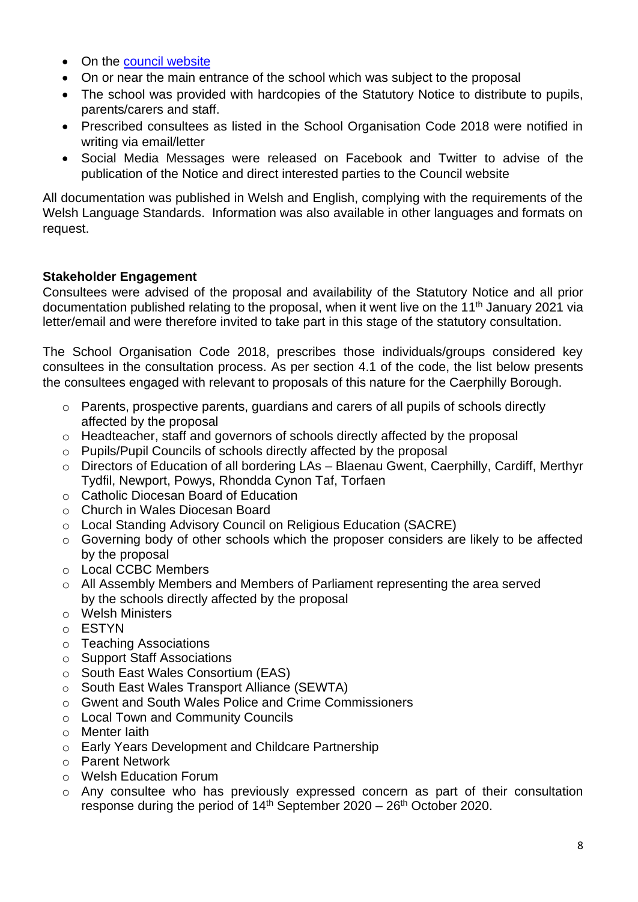- On the [council website]
- On or near the main entrance of the school which was subject to the proposal
- The school was provided with hardcopies of the Statutory Notice to distribute to pupils, parents/carers and staff.
- Prescribed consultees as listed in the School Organisation Code 2018 were notified in writing via email/letter
- Social Media Messages were released on Facebook and Twitter to advise of the publication of the Notice and direct interested parties to the Council website

All documentation was published in Welsh and English, complying with the requirements of the Welsh Language Standards. Information was also available in other languages and formats on request.

**Stakeholder Engagement**

Consultees were advised of the proposal and availability of the Statutory Notice and all prior documentation published relating to the proposal, when it went live on the 11th January 2021 via letter/email and were therefore invited to take part in this stage of the statutory consultation.

The School Organisation Code 2018, prescribes those individuals/groups considered key consultees in the consultation process. As per section 4.1 of the code, the list below presents the consultees engaged with relevant to proposals of this nature for the Caerphilly Borough.

- Parents, prospective parents, guardians and carers of all pupils of schools directly affected by the proposal
- Headteacher, staff and governors of schools directly affected by the proposal
- Pupils/Pupil Councils of schools directly affected by the proposal
- Directors of Education of all bordering LAs – Blaenau Gwent, Caerphilly, Cardiff, Merthyr Tydfil, Newport, Powys, Rhondda Cynon Taf, Torfaen
- Catholic Diocesan Board of Education
- Church in Wales Diocesan Board
- Local Standing Advisory Council on Religious Education (SACRE)
- Governing body of other schools which the proposer considers are likely to be affected by the proposal
- Local CCBC Members
- All Assembly Members and Members of Parliament representing the area served by the schools directly affected by the proposal
- Welsh Ministers
- ESTYN
- Teaching Associations
- Support Staff Associations
- South East Wales Consortium (EAS)
- South East Wales Transport Alliance (SEWTA)
- Gwent and South Wales Police and Crime Commissioners
- Local Town and Community Councils
- Menter Iaith
- Early Years Development and Childcare Partnership
- Parent Network
- Welsh Education Forum
- Any consultee who has previously expressed concern as part of their consultation response during the period of 14th September 2020 – 26th October 2020.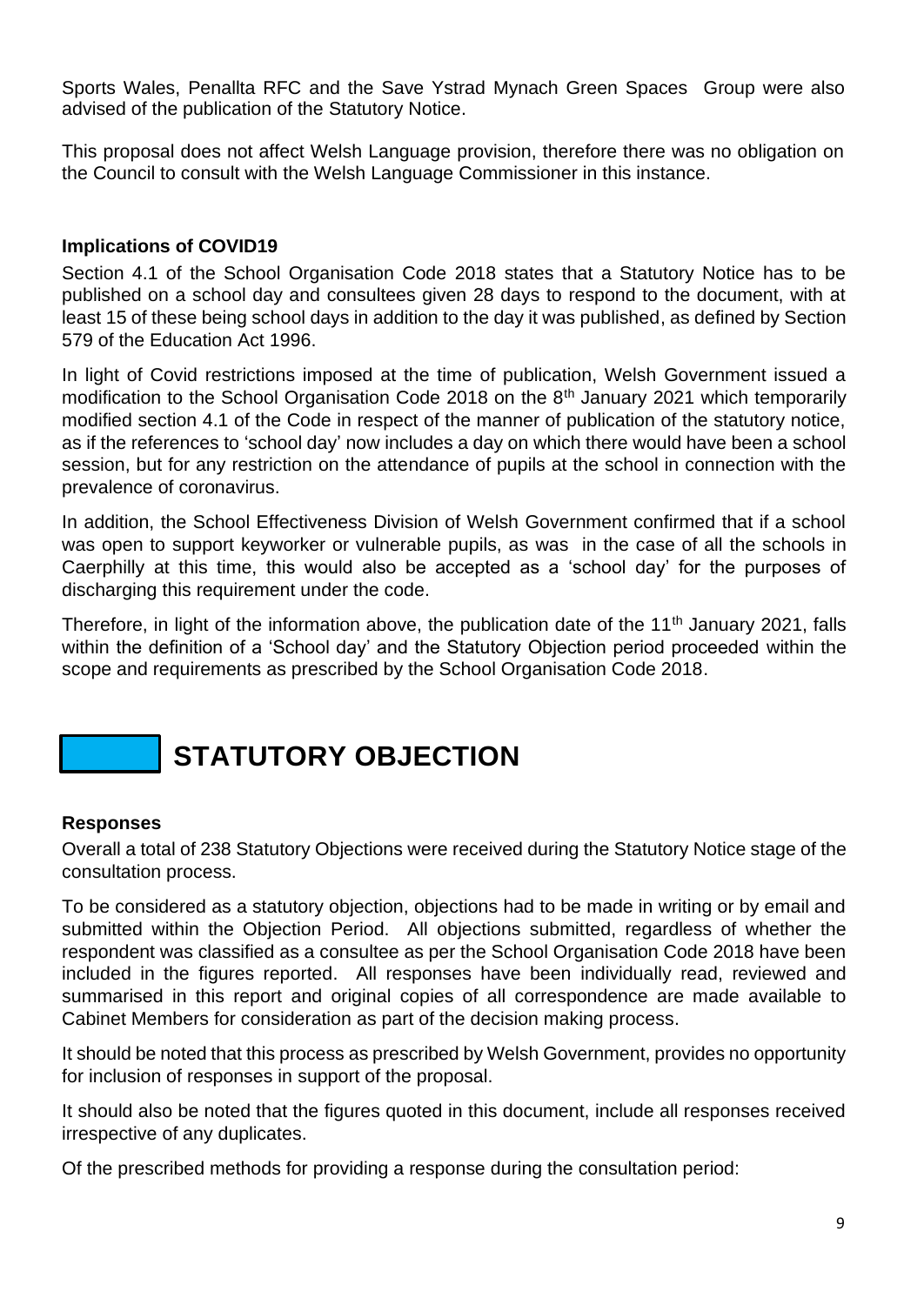Sports Wales, Penallta RFC and the Save Ystrad Mynach Green Spaces Group were also advised of the publication of the Statutory Notice.

This proposal does not affect Welsh Language provision, therefore there was no obligation on the Council to consult with the Welsh Language Commissioner in this instance.

**Implications of COVID19**

Section 4.1 of the School Organisation Code 2018 states that a Statutory Notice has to be published on a school day and consultees given 28 days to respond to the document, with at least 15 of these being school days in addition to the day it was published, as defined by Section 579 of the Education Act 1996.

In light of Covid restrictions imposed at the time of publication, Welsh Government issued a modification to the School Organisation Code 2018 on the 8th January 2021 which temporarily modified section 4.1 of the Code in respect of the manner of publication of the statutory notice, as if the references to 'school day' now includes a day on which there would have been a school session, but for any restriction on the attendance of pupils at the school in connection with the prevalence of coronavirus.

In addition, the School Effectiveness Division of Welsh Government confirmed that if a school was open to support keyworker or vulnerable pupils, as was in the case of all the schools in Caerphilly at this time, this would also be accepted as a 'school day' for the purposes of discharging this requirement under the code.

Therefore, in light of the information above, the publication date of the 11th January 2021, falls within the definition of a 'School day' and the Statutory Objection period proceeded within the scope and requirements as prescribed by the School Organisation Code 2018.

# STATUTORY OBJECTION

**Responses**

Overall a total of 238 Statutory Objections were received during the Statutory Notice stage of the consultation process.

To be considered as a statutory objection, objections had to be made in writing or by email and submitted within the Objection Period. All objections submitted, regardless of whether the respondent was classified as a consultee as per the School Organisation Code 2018 have been included in the figures reported. All responses have been individually read, reviewed and summarised in this report and original copies of all correspondence are made available to Cabinet Members for consideration as part of the decision making process.

It should be noted that this process as prescribed by Welsh Government, provides no opportunity for inclusion of responses in support of the proposal.

It should also be noted that the figures quoted in this document, include all responses received irrespective of any duplicates.

Of the prescribed methods for providing a response during the consultation period: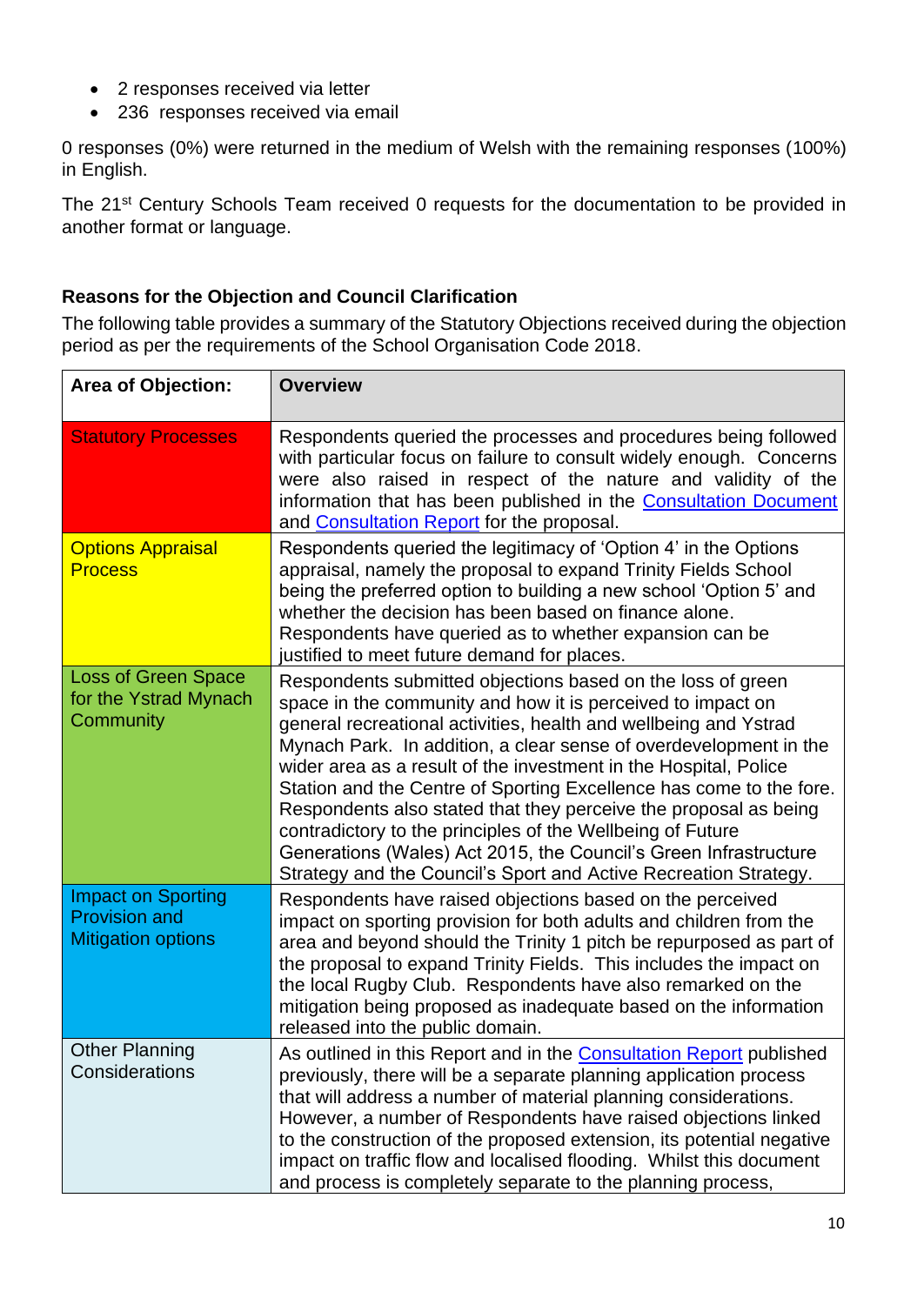- 2 responses received via letter
- 236 responses received via email

0 responses (0%) were returned in the medium of Welsh with the remaining responses (100%) in English.

The 21st Century Schools Team received 0 requests for the documentation to be provided in another format or language.

**Reasons for the Objection and Council Clarification**

The following table provides a summary of the Statutory Objections received during the objection period as per the requirements of the School Organisation Code 2018.

| Area of Objection: | Overview |
|---|---|
| Statutory Processes | Respondents queried the processes and procedures being followed with particular focus on failure to consult widely enough. Concerns were also raised in respect of the nature and validity of the information that has been published in the Consultation Document and Consultation Report for the proposal. |
| Options Appraisal Process | Respondents queried the legitimacy of 'Option 4' in the Options appraisal, namely the proposal to expand Trinity Fields School being the preferred option to building a new school 'Option 5' and whether the decision has been based on finance alone. Respondents have queried as to whether expansion can be justified to meet future demand for places. |
| Loss of Green Space for the Ystrad Mynach Community | Respondents submitted objections based on the loss of green space in the community and how it is perceived to impact on general recreational activities, health and wellbeing and Ystrad Mynach Park. In addition, a clear sense of overdevelopment in the wider area as a result of the investment in the Hospital, Police Station and the Centre of Sporting Excellence has come to the fore. Respondents also stated that they perceive the proposal as being contradictory to the principles of the Wellbeing of Future Generations (Wales) Act 2015, the Council's Green Infrastructure Strategy and the Council's Sport and Active Recreation Strategy. |
| Impact on Sporting Provision and Mitigation options | Respondents have raised objections based on the perceived impact on sporting provision for both adults and children from the area and beyond should the Trinity 1 pitch be repurposed as part of the proposal to expand Trinity Fields. This includes the impact on the local Rugby Club. Respondents have also remarked on the mitigation being proposed as inadequate based on the information released into the public domain. |
| Other Planning Considerations | As outlined in this Report and in the Consultation Report published previously, there will be a separate planning application process that will address a number of material planning considerations. However, a number of Respondents have raised objections linked to the construction of the proposed extension, its potential negative impact on traffic flow and localised flooding. Whilst this document and process is completely separate to the planning process, |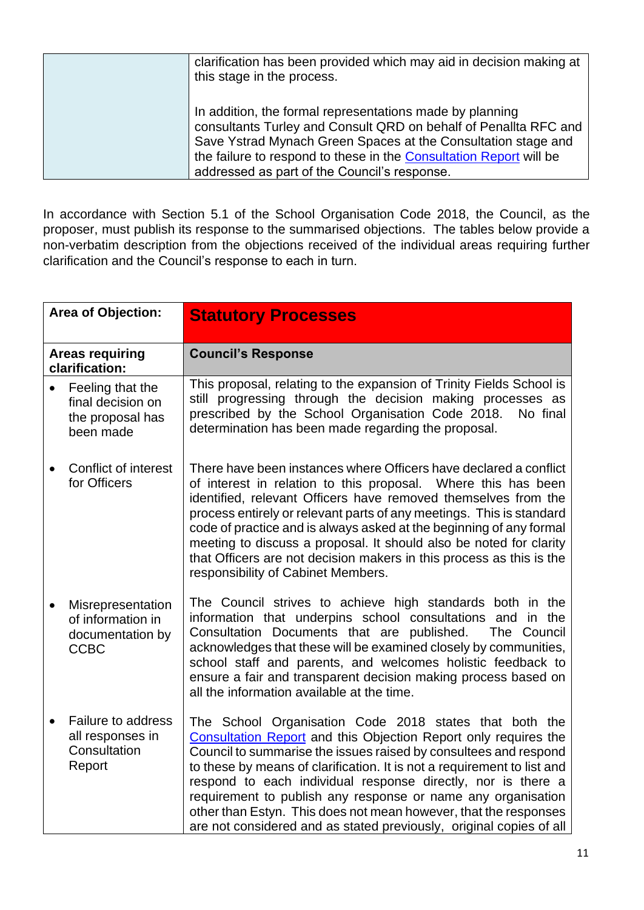| | |
|---|---|
| | clarification has been provided which may aid in decision making at this stage in the process.<br><br>In addition, the formal representations made by planning consultants Turley and Consult QRD on behalf of Penallta RFC and Save Ystrad Mynach Green Spaces at the Consultation stage and the failure to respond to these in the Consultation Report will be addressed as part of the Council's response. |

In accordance with Section 5.1 of the School Organisation Code 2018, the Council, as the proposer, must publish its response to the summarised objections. The tables below provide a non-verbatim description from the objections received of the individual areas requiring further clarification and the Council's response to each in turn.

| **Area of Objection:** | **Statutory Processes** |
|---|---|
| **Areas requiring clarification:** | **Council's Response** |
| • Feeling that the final decision on the proposal has been made | This proposal, relating to the expansion of Trinity Fields School is still progressing through the decision making processes as prescribed by the School Organisation Code 2018. No final determination has been made regarding the proposal. |
| • Conflict of interest for Officers | There have been instances where Officers have declared a conflict of interest in relation to this proposal. Where this has been identified, relevant Officers have removed themselves from the process entirely or relevant parts of any meetings. This is standard code of practice and is always asked at the beginning of any formal meeting to discuss a proposal. It should also be noted for clarity that Officers are not decision makers in this process as this is the responsibility of Cabinet Members. |
| • Misrepresentation of information in documentation by CCBC | The Council strives to achieve high standards both in the information that underpins school consultations and in the Consultation Documents that are published. The Council acknowledges that these will be examined closely by communities, school staff and parents, and welcomes holistic feedback to ensure a fair and transparent decision making process based on all the information available at the time. |
| • Failure to address all responses in Consultation Report | The School Organisation Code 2018 states that both the Consultation Report and this Objection Report only requires the Council to summarise the issues raised by consultees and respond to these by means of clarification. It is not a requirement to list and respond to each individual response directly, nor is there a requirement to publish any response or name any organisation other than Estyn. This does not mean however, that the responses are not considered and as stated previously, original copies of all |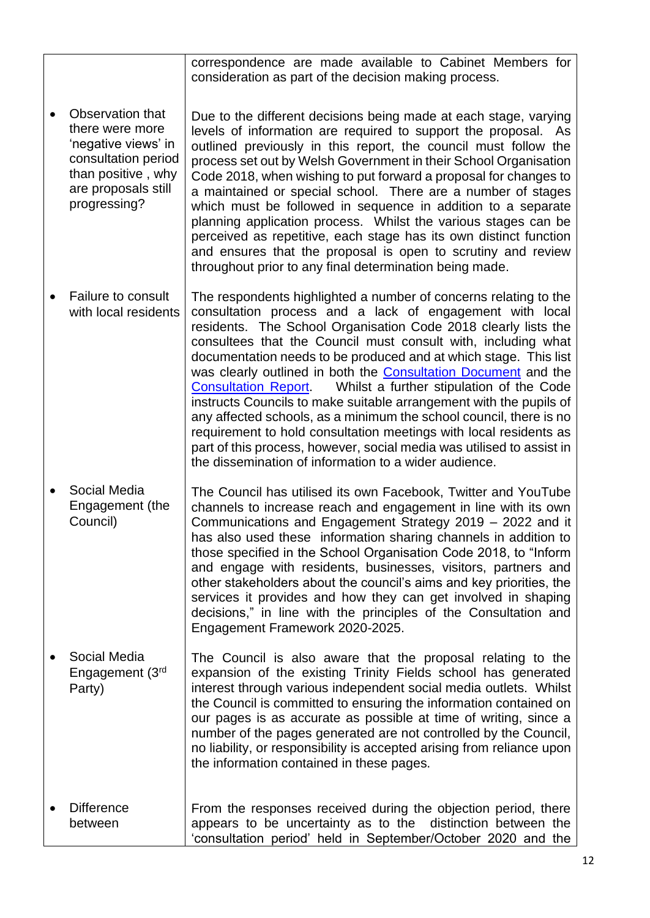| | |
|---|---|
| | correspondence are made available to Cabinet Members for consideration as part of the decision making process. |
| • Observation that there were more 'negative views' in consultation period than positive , why are proposals still progressing? | Due to the different decisions being made at each stage, varying levels of information are required to support the proposal. As outlined previously in this report, the council must follow the process set out by Welsh Government in their School Organisation Code 2018, when wishing to put forward a proposal for changes to a maintained or special school. There are a number of stages which must be followed in sequence in addition to a separate planning application process. Whilst the various stages can be perceived as repetitive, each stage has its own distinct function and ensures that the proposal is open to scrutiny and review throughout prior to any final determination being made. |
| • Failure to consult with local residents | The respondents highlighted a number of concerns relating to the consultation process and a lack of engagement with local residents. The School Organisation Code 2018 clearly lists the consultees that the Council must consult with, including what documentation needs to be produced and at which stage. This list was clearly outlined in both the Consultation Document and the Consultation Report. Whilst a further stipulation of the Code instructs Councils to make suitable arrangement with the pupils of any affected schools, as a minimum the school council, there is no requirement to hold consultation meetings with local residents as part of this process, however, social media was utilised to assist in the dissemination of information to a wider audience. |
| • Social Media Engagement (the Council) | The Council has utilised its own Facebook, Twitter and YouTube channels to increase reach and engagement in line with its own Communications and Engagement Strategy 2019 – 2022 and it has also used these information sharing channels in addition to those specified in the School Organisation Code 2018, to "Inform and engage with residents, businesses, visitors, partners and other stakeholders about the council's aims and key priorities, the services it provides and how they can get involved in shaping decisions," in line with the principles of the Consultation and Engagement Framework 2020-2025. |
| • Social Media Engagement (3rd Party) | The Council is also aware that the proposal relating to the expansion of the existing Trinity Fields school has generated interest through various independent social media outlets. Whilst the Council is committed to ensuring the information contained on our pages is as accurate as possible at time of writing, since a number of the pages generated are not controlled by the Council, no liability, or responsibility is accepted arising from reliance upon the information contained in these pages. |
| • Difference between | From the responses received during the objection period, there appears to be uncertainty as to the distinction between the 'consultation period' held in September/October 2020 and the |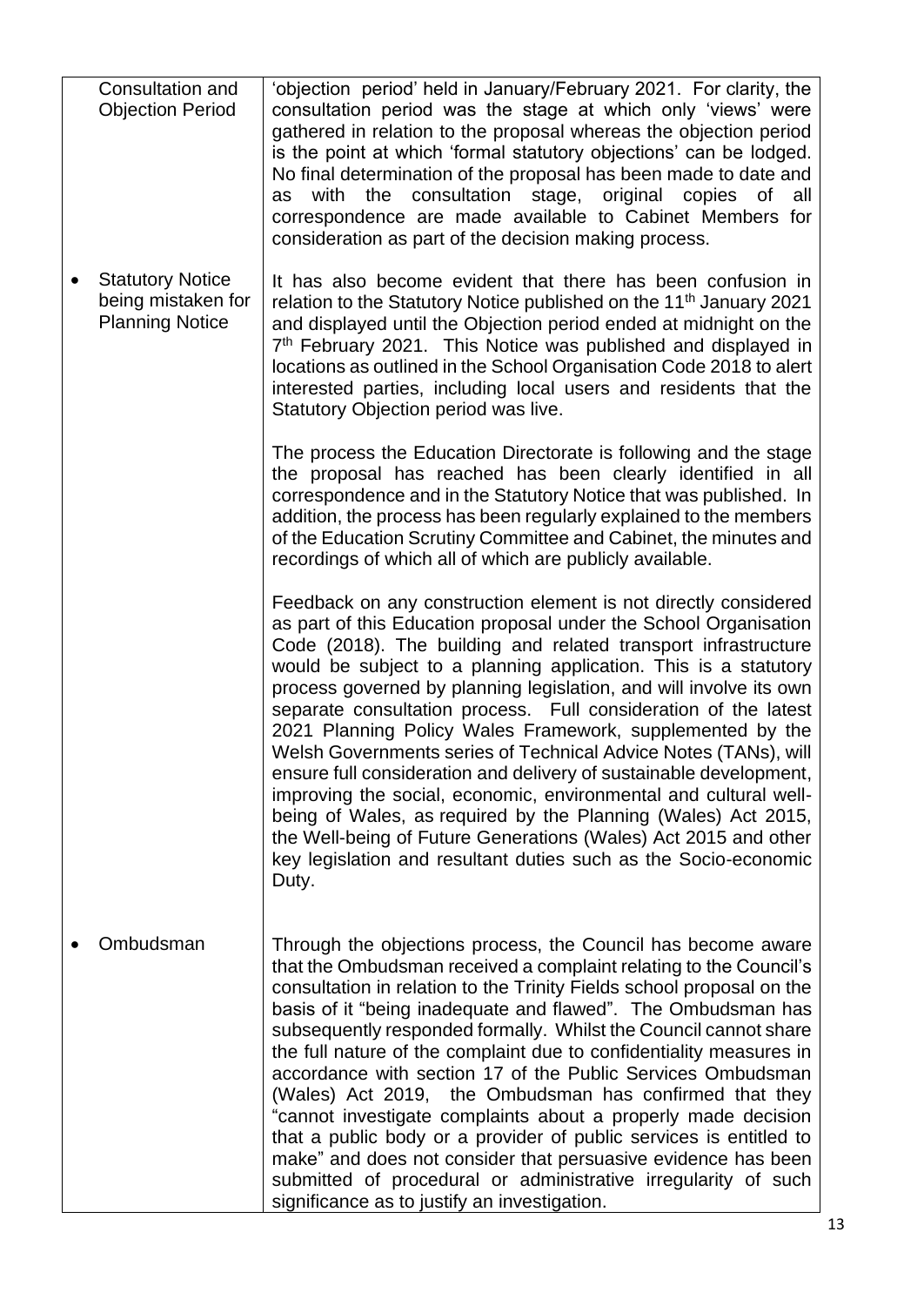| | |
|---|---|
| Consultation and Objection Period | 'objection period' held in January/February 2021. For clarity, the consultation period was the stage at which only 'views' were gathered in relation to the proposal whereas the objection period is the point at which 'formal statutory objections' can be lodged. No final determination of the proposal has been made to date and as with the consultation stage, original copies of all correspondence are made available to Cabinet Members for consideration as part of the decision making process. |
| • Statutory Notice being mistaken for Planning Notice | It has also become evident that there has been confusion in relation to the Statutory Notice published on the 11th January 2021 and displayed until the Objection period ended at midnight on the 7th February 2021. This Notice was published and displayed in locations as outlined in the School Organisation Code 2018 to alert interested parties, including local users and residents that the Statutory Objection period was live.<br><br>The process the Education Directorate is following and the stage the proposal has reached has been clearly identified in all correspondence and in the Statutory Notice that was published. In addition, the process has been regularly explained to the members of the Education Scrutiny Committee and Cabinet, the minutes and recordings of which all of which are publicly available.<br><br>Feedback on any construction element is not directly considered as part of this Education proposal under the School Organisation Code (2018). The building and related transport infrastructure would be subject to a planning application. This is a statutory process governed by planning legislation, and will involve its own separate consultation process. Full consideration of the latest 2021 Planning Policy Wales Framework, supplemented by the Welsh Governments series of Technical Advice Notes (TANs), will ensure full consideration and delivery of sustainable development, improving the social, economic, environmental and cultural well-being of Wales, as required by the Planning (Wales) Act 2015, the Well-being of Future Generations (Wales) Act 2015 and other key legislation and resultant duties such as the Socio-economic Duty. |
| • Ombudsman | Through the objections process, the Council has become aware that the Ombudsman received a complaint relating to the Council's consultation in relation to the Trinity Fields school proposal on the basis of it "being inadequate and flawed". The Ombudsman has subsequently responded formally. Whilst the Council cannot share the full nature of the complaint due to confidentiality measures in accordance with section 17 of the Public Services Ombudsman (Wales) Act 2019, the Ombudsman has confirmed that they "cannot investigate complaints about a properly made decision that a public body or a provider of public services is entitled to make" and does not consider that persuasive evidence has been submitted of procedural or administrative irregularity of such significance as to justify an investigation. |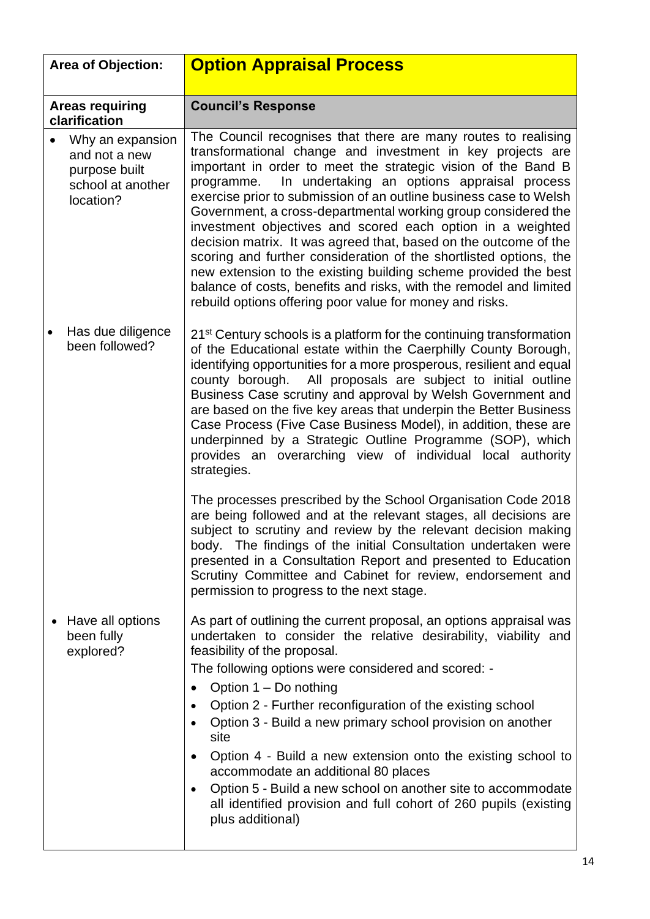| Area of Objection: | **Option Appraisal Process** |
|---|---|
| **Areas requiring clarification** | **Council's Response** |
| • Why an expansion and not a new purpose built school at another location? | The Council recognises that there are many routes to realising transformational change and investment in key projects are important in order to meet the strategic vision of the Band B programme. In undertaking an options appraisal process exercise prior to submission of an outline business case to Welsh Government, a cross-departmental working group considered the investment objectives and scored each option in a weighted decision matrix. It was agreed that, based on the outcome of the scoring and further consideration of the shortlisted options, the new extension to the existing building scheme provided the best balance of costs, benefits and risks, with the remodel and limited rebuild options offering poor value for money and risks. |
| • Has due diligence been followed? | 21st Century schools is a platform for the continuing transformation of the Educational estate within the Caerphilly County Borough, identifying opportunities for a more prosperous, resilient and equal county borough. All proposals are subject to initial outline Business Case scrutiny and approval by Welsh Government and are based on the five key areas that underpin the Better Business Case Process (Five Case Business Model), in addition, these are underpinned by a Strategic Outline Programme (SOP), which provides an overarching view of individual local authority strategies.<br><br>The processes prescribed by the School Organisation Code 2018 are being followed and at the relevant stages, all decisions are subject to scrutiny and review by the relevant decision making body. The findings of the initial Consultation undertaken were presented in a Consultation Report and presented to Education Scrutiny Committee and Cabinet for review, endorsement and permission to progress to the next stage. |
| • Have all options been fully explored? | As part of outlining the current proposal, an options appraisal was undertaken to consider the relative desirability, viability and feasibility of the proposal.<br>The following options were considered and scored: -<br>• Option 1 – Do nothing<br>• Option 2 - Further reconfiguration of the existing school<br>• Option 3 - Build a new primary school provision on another site<br>• Option 4 - Build a new extension onto the existing school to accommodate an additional 80 places<br>• Option 5 - Build a new school on another site to accommodate all identified provision and full cohort of 260 pupils (existing plus additional) |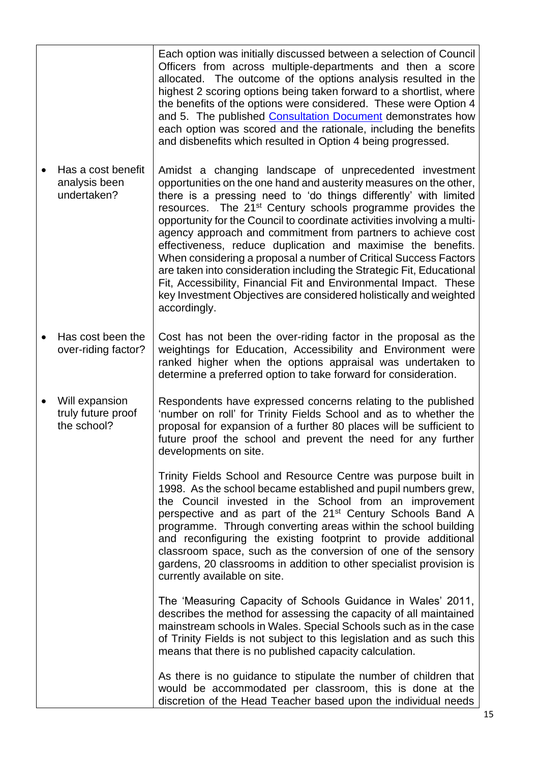| | |
|---|---|
| | Each option was initially discussed between a selection of Council Officers from across multiple-departments and then a score allocated. The outcome of the options analysis resulted in the highest 2 scoring options being taken forward to a shortlist, where the benefits of the options were considered. These were Option 4 and 5. The published Consultation Document demonstrates how each option was scored and the rationale, including the benefits and disbenefits which resulted in Option 4 being progressed. |
| • Has a cost benefit analysis been undertaken? | Amidst a changing landscape of unprecedented investment opportunities on the one hand and austerity measures on the other, there is a pressing need to 'do things differently' with limited resources. The 21st Century schools programme provides the opportunity for the Council to coordinate activities involving a multi-agency approach and commitment from partners to achieve cost effectiveness, reduce duplication and maximise the benefits. When considering a proposal a number of Critical Success Factors are taken into consideration including the Strategic Fit, Educational Fit, Accessibility, Financial Fit and Environmental Impact. These key Investment Objectives are considered holistically and weighted accordingly. |
| • Has cost been the over-riding factor? | Cost has not been the over-riding factor in the proposal as the weightings for Education, Accessibility and Environment were ranked higher when the options appraisal was undertaken to determine a preferred option to take forward for consideration. |
| • Will expansion truly future proof the school? | Respondents have expressed concerns relating to the published 'number on roll' for Trinity Fields School and as to whether the proposal for expansion of a further 80 places will be sufficient to future proof the school and prevent the need for any further developments on site.<br><br>Trinity Fields School and Resource Centre was purpose built in 1998. As the school became established and pupil numbers grew, the Council invested in the School from an improvement perspective and as part of the 21st Century Schools Band A programme. Through converting areas within the school building and reconfiguring the existing footprint to provide additional classroom space, such as the conversion of one of the sensory gardens, 20 classrooms in addition to other specialist provision is currently available on site.<br><br>The 'Measuring Capacity of Schools Guidance in Wales' 2011, describes the method for assessing the capacity of all maintained mainstream schools in Wales. Special Schools such as in the case of Trinity Fields is not subject to this legislation and as such this means that there is no published capacity calculation.<br><br>As there is no guidance to stipulate the number of children that would be accommodated per classroom, this is done at the discretion of the Head Teacher based upon the individual needs |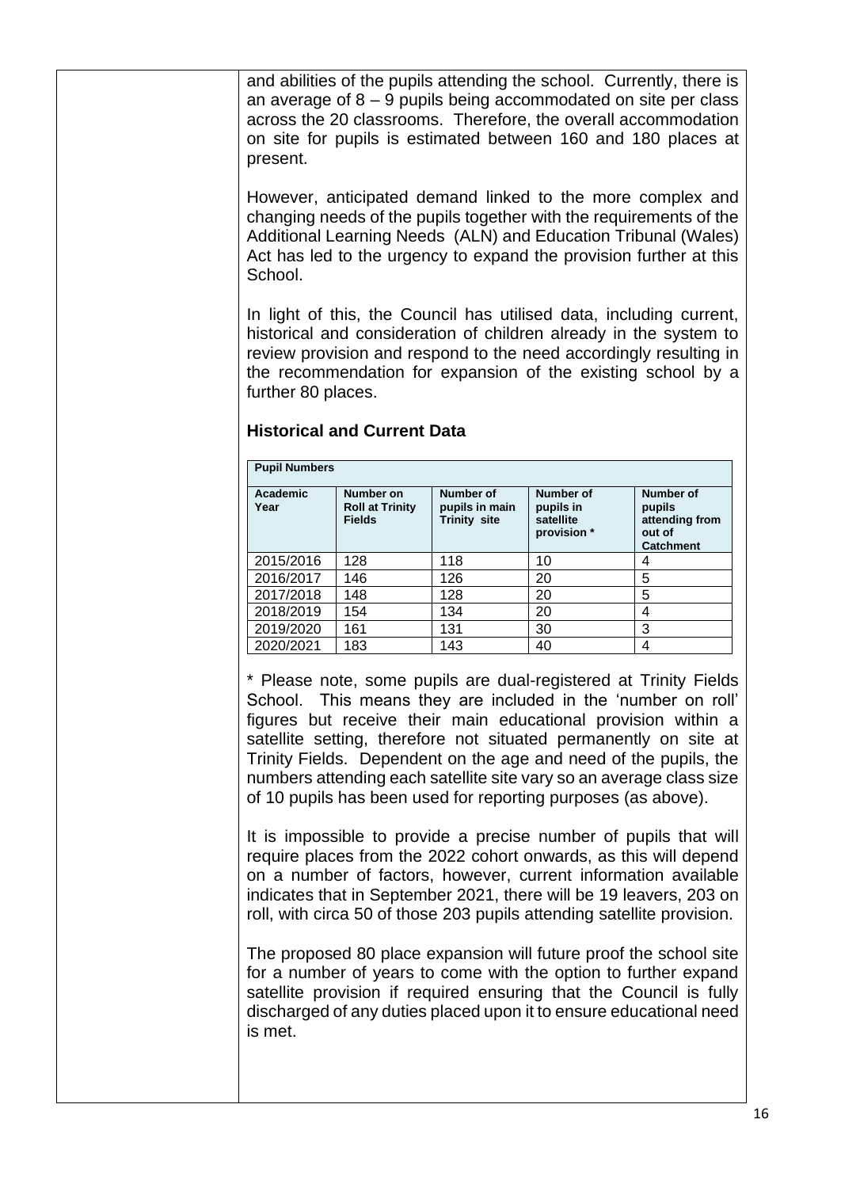and abilities of the pupils attending the school. Currently, there is an average of 8 – 9 pupils being accommodated on site per class across the 20 classrooms. Therefore, the overall accommodation on site for pupils is estimated between 160 and 180 places at present.

However, anticipated demand linked to the more complex and changing needs of the pupils together with the requirements of the Additional Learning Needs (ALN) and Education Tribunal (Wales) Act has led to the urgency to expand the provision further at this School.

In light of this, the Council has utilised data, including current, historical and consideration of children already in the system to review provision and respond to the need accordingly resulting in the recommendation for expansion of the existing school by a further 80 places.

### Historical and Current Data

| Pupil Numbers | | | | |
|---|---|---|---|---|
| **Academic Year** | **Number on Roll at Trinity Fields** | **Number of pupils in main Trinity site** | **Number of pupils in satellite provision \*** | **Number of pupils attending from out of Catchment** |
| 2015/2016 | 128 | 118 | 10 | 4 |
| 2016/2017 | 146 | 126 | 20 | 5 |
| 2017/2018 | 148 | 128 | 20 | 5 |
| 2018/2019 | 154 | 134 | 20 | 4 |
| 2019/2020 | 161 | 131 | 30 | 3 |
| 2020/2021 | 183 | 143 | 40 | 4 |

\* Please note, some pupils are dual-registered at Trinity Fields School. This means they are included in the 'number on roll' figures but receive their main educational provision within a satellite setting, therefore not situated permanently on site at Trinity Fields. Dependent on the age and need of the pupils, the numbers attending each satellite site vary so an average class size of 10 pupils has been used for reporting purposes (as above).

It is impossible to provide a precise number of pupils that will require places from the 2022 cohort onwards, as this will depend on a number of factors, however, current information available indicates that in September 2021, there will be 19 leavers, 203 on roll, with circa 50 of those 203 pupils attending satellite provision.

The proposed 80 place expansion will future proof the school site for a number of years to come with the option to further expand satellite provision if required ensuring that the Council is fully discharged of any duties placed upon it to ensure educational need is met.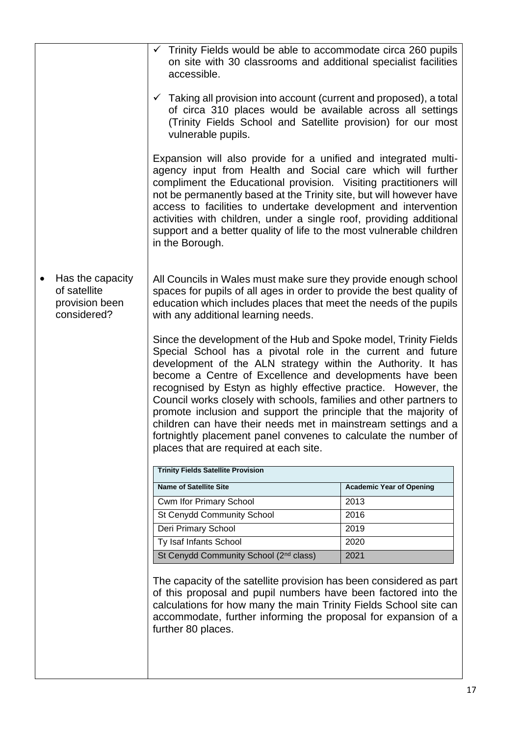| | |
|---|---|
| | ✓ Trinity Fields would be able to accommodate circa 260 pupils on site with 30 classrooms and additional specialist facilities accessible.<br><br>✓ Taking all provision into account (current and proposed), a total of circa 310 places would be available across all settings (Trinity Fields School and Satellite provision) for our most vulnerable pupils.<br><br>Expansion will also provide for a unified and integrated multi-agency input from Health and Social care which will further compliment the Educational provision. Visiting practitioners will not be permanently based at the Trinity site, but will however have access to facilities to undertake development and intervention activities with children, under a single roof, providing additional support and a better quality of life to the most vulnerable children in the Borough. |
| • Has the capacity of satellite provision been considered? | All Councils in Wales must make sure they provide enough school spaces for pupils of all ages in order to provide the best quality of education which includes places that meet the needs of the pupils with any additional learning needs.<br><br>Since the development of the Hub and Spoke model, Trinity Fields Special School has a pivotal role in the current and future development of the ALN strategy within the Authority. It has become a Centre of Excellence and developments have been recognised by Estyn as highly effective practice. However, the Council works closely with schools, families and other partners to promote inclusion and support the principle that the majority of children can have their needs met in mainstream settings and a fortnightly placement panel convenes to calculate the number of places that are required at each site. |

**Trinity Fields Satellite Provision**

| Name of Satellite Site | Academic Year of Opening |
|---|---|
| Cwm Ifor Primary School | 2013 |
| St Cenydd Community School | 2016 |
| Deri Primary School | 2019 |
| Ty Isaf Infants School | 2020 |
| St Cenydd Community School (2nd class) | 2021 |

The capacity of the satellite provision has been considered as part of this proposal and pupil numbers have been factored into the calculations for how many the main Trinity Fields School site can accommodate, further informing the proposal for expansion of a further 80 places.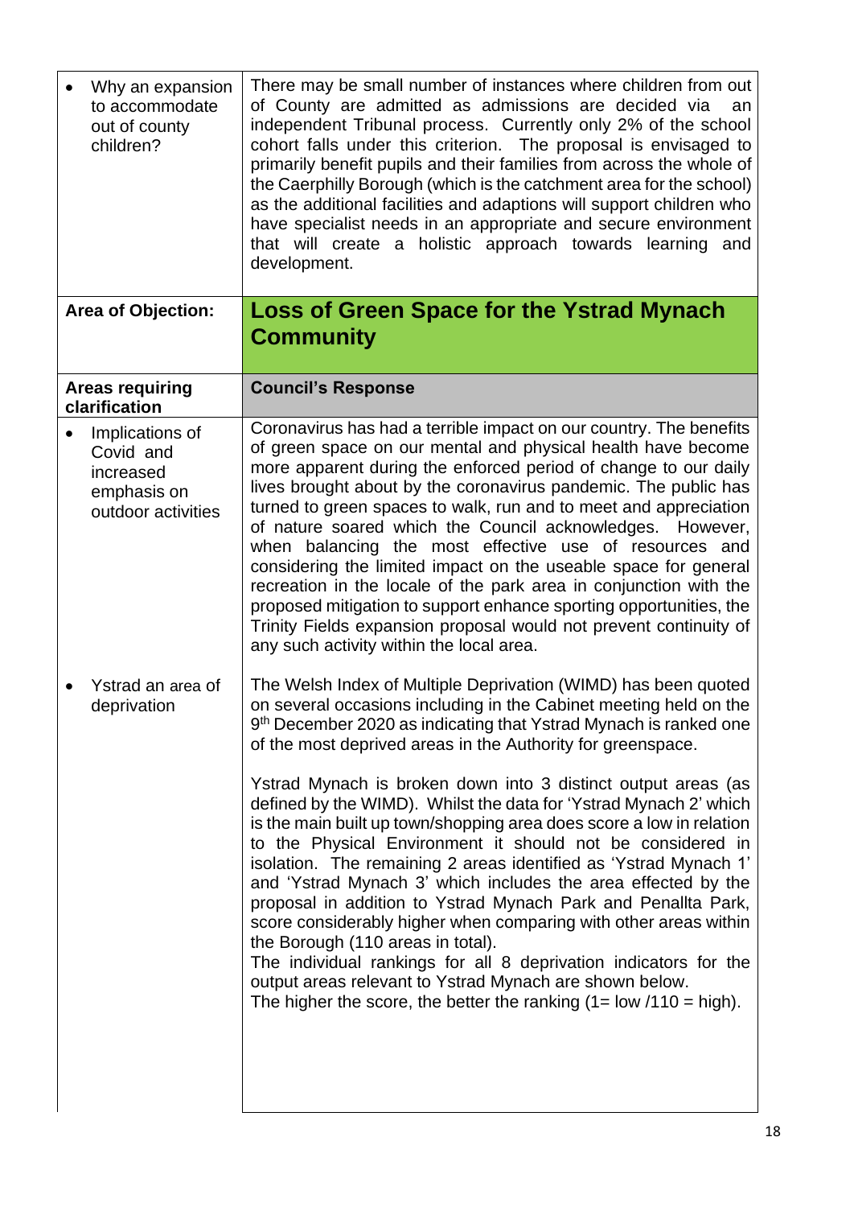| | |
|---|---|
| • Why an expansion to accommodate out of county children? | There may be small number of instances where children from out of County are admitted as admissions are decided via an independent Tribunal process. Currently only 2% of the school cohort falls under this criterion. The proposal is envisaged to primarily benefit pupils and their families from across the whole of the Caerphilly Borough (which is the catchment area for the school) as the additional facilities and adaptions will support children who have specialist needs in an appropriate and secure environment that will create a holistic approach towards learning and development. |
| **Area of Objection:** | **Loss of Green Space for the Ystrad Mynach Community** |
| **Areas requiring clarification** | **Council's Response** |
| • Implications of Covid and increased emphasis on outdoor activities | Coronavirus has had a terrible impact on our country. The benefits of green space on our mental and physical health have become more apparent during the enforced period of change to our daily lives brought about by the coronavirus pandemic. The public has turned to green spaces to walk, run and to meet and appreciation of nature soared which the Council acknowledges. However, when balancing the most effective use of resources and considering the limited impact on the useable space for general recreation in the locale of the park area in conjunction with the proposed mitigation to support enhance sporting opportunities, the Trinity Fields expansion proposal would not prevent continuity of any such activity within the local area. |
| • Ystrad an area of deprivation | The Welsh Index of Multiple Deprivation (WIMD) has been quoted on several occasions including in the Cabinet meeting held on the 9th December 2020 as indicating that Ystrad Mynach is ranked one of the most deprived areas in the Authority for greenspace.<br><br>Ystrad Mynach is broken down into 3 distinct output areas (as defined by the WIMD). Whilst the data for 'Ystrad Mynach 2' which is the main built up town/shopping area does score a low in relation to the Physical Environment it should not be considered in isolation. The remaining 2 areas identified as 'Ystrad Mynach 1' and 'Ystrad Mynach 3' which includes the area effected by the proposal in addition to Ystrad Mynach Park and Penallta Park, score considerably higher when comparing with other areas within the Borough (110 areas in total).<br>The individual rankings for all 8 deprivation indicators for the output areas relevant to Ystrad Mynach are shown below.<br>The higher the score, the better the ranking (1= low /110 = high). |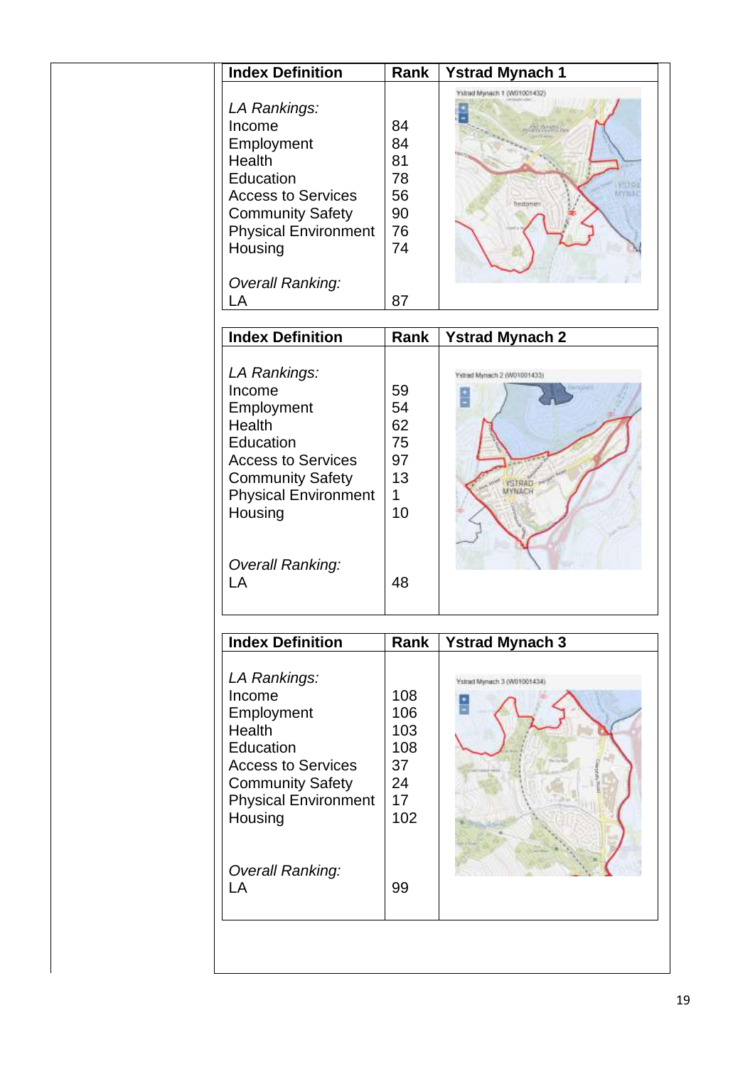| Index Definition | Rank | Ystrad Mynach 1 |
|---|---|---|
| *LA Rankings:* | | |
| Income | 84 | |
| Employment | 84 | |
| Health | 81 | |
| Education | 78 | |
| Access to Services | 56 | |
| Community Safety | 90 | |
| Physical Environment | 76 | |
| Housing | 74 | |
| *Overall Ranking:* | | |
| LA | 87 | |

| Index Definition | Rank | Ystrad Mynach 2 |
|---|---|---|
| *LA Rankings:* | | |
| Income | 59 | |
| Employment | 54 | |
| Health | 62 | |
| Education | 75 | |
| Access to Services | 97 | |
| Community Safety | 13 | |
| Physical Environment | 1 | |
| Housing | 10 | |
| *Overall Ranking:* | | |
| LA | 48 | |

| Index Definition | Rank | Ystrad Mynach 3 |
|---|---|---|
| *LA Rankings:* | | |
| Income | 108 | |
| Employment | 106 | |
| Health | 103 | |
| Education | 108 | |
| Access to Services | 37 | |
| Community Safety | 24 | |
| Physical Environment | 17 | |
| Housing | 102 | |
| *Overall Ranking:* | | |
| LA | 99 | |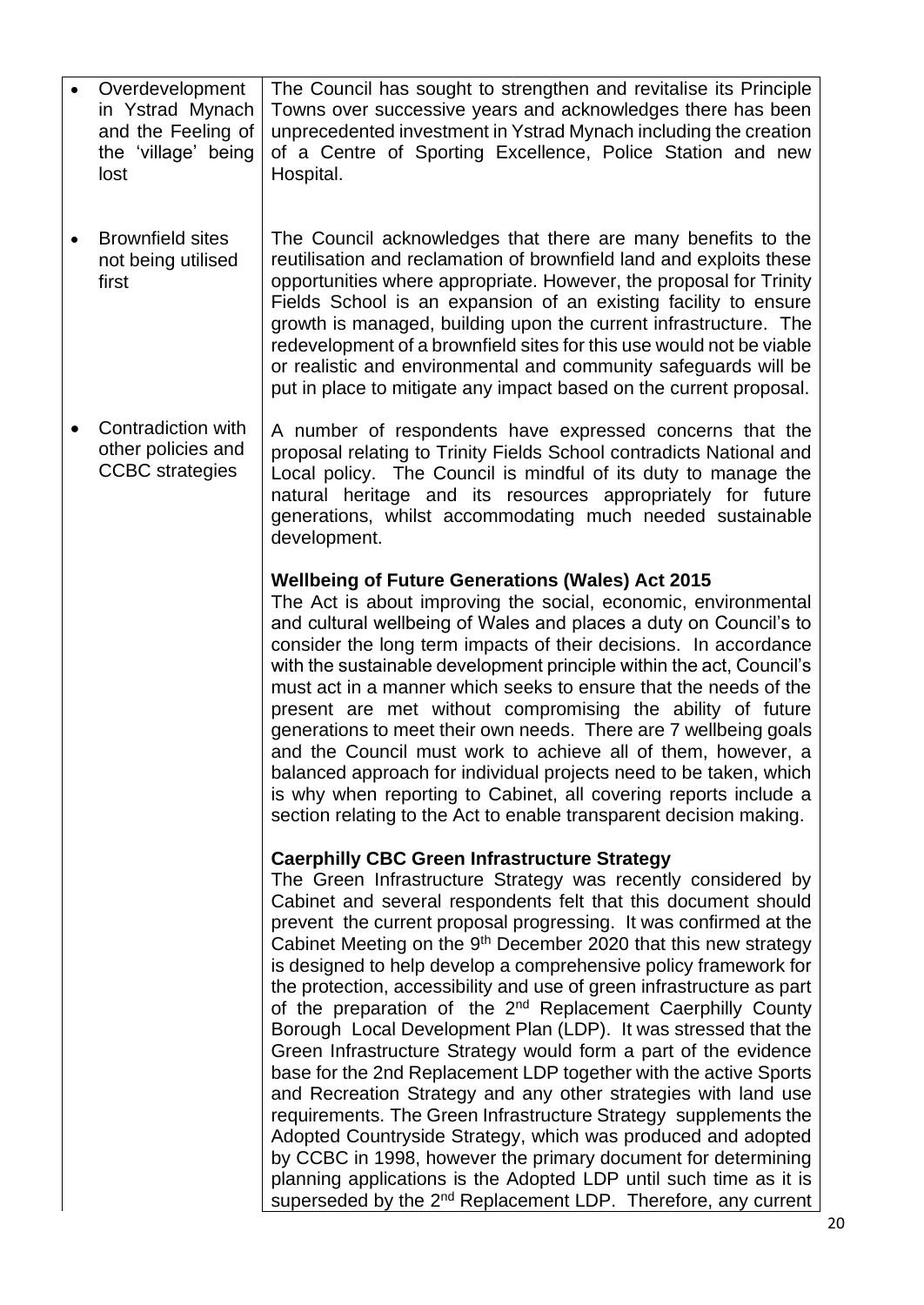| | |
|---|---|
| • Overdevelopment in Ystrad Mynach and the Feeling of the 'village' being lost | The Council has sought to strengthen and revitalise its Principle Towns over successive years and acknowledges there has been unprecedented investment in Ystrad Mynach including the creation of a Centre of Sporting Excellence, Police Station and new Hospital. |
| • Brownfield sites not being utilised first | The Council acknowledges that there are many benefits to the reutilisation and reclamation of brownfield land and exploits these opportunities where appropriate. However, the proposal for Trinity Fields School is an expansion of an existing facility to ensure growth is managed, building upon the current infrastructure. The redevelopment of a brownfield sites for this use would not be viable or realistic and environmental and community safeguards will be put in place to mitigate any impact based on the current proposal. |
| • Contradiction with other policies and CCBC strategies | A number of respondents have expressed concerns that the proposal relating to Trinity Fields School contradicts National and Local policy. The Council is mindful of its duty to manage the natural heritage and its resources appropriately for future generations, whilst accommodating much needed sustainable development.<br><br>**Wellbeing of Future Generations (Wales) Act 2015**<br>The Act is about improving the social, economic, environmental and cultural wellbeing of Wales and places a duty on Council's to consider the long term impacts of their decisions. In accordance with the sustainable development principle within the act, Council's must act in a manner which seeks to ensure that the needs of the present are met without compromising the ability of future generations to meet their own needs. There are 7 wellbeing goals and the Council must work to achieve all of them, however, a balanced approach for individual projects need to be taken, which is why when reporting to Cabinet, all covering reports include a section relating to the Act to enable transparent decision making.<br><br>**Caerphilly CBC Green Infrastructure Strategy**<br>The Green Infrastructure Strategy was recently considered by Cabinet and several respondents felt that this document should prevent the current proposal progressing. It was confirmed at the Cabinet Meeting on the 9th December 2020 that this new strategy is designed to help develop a comprehensive policy framework for the protection, accessibility and use of green infrastructure as part of the preparation of the 2nd Replacement Caerphilly County Borough Local Development Plan (LDP). It was stressed that the Green Infrastructure Strategy would form a part of the evidence base for the 2nd Replacement LDP together with the active Sports and Recreation Strategy and any other strategies with land use requirements. The Green Infrastructure Strategy supplements the Adopted Countryside Strategy, which was produced and adopted by CCBC in 1998, however the primary document for determining planning applications is the Adopted LDP until such time as it is superseded by the 2nd Replacement LDP. Therefore, any current |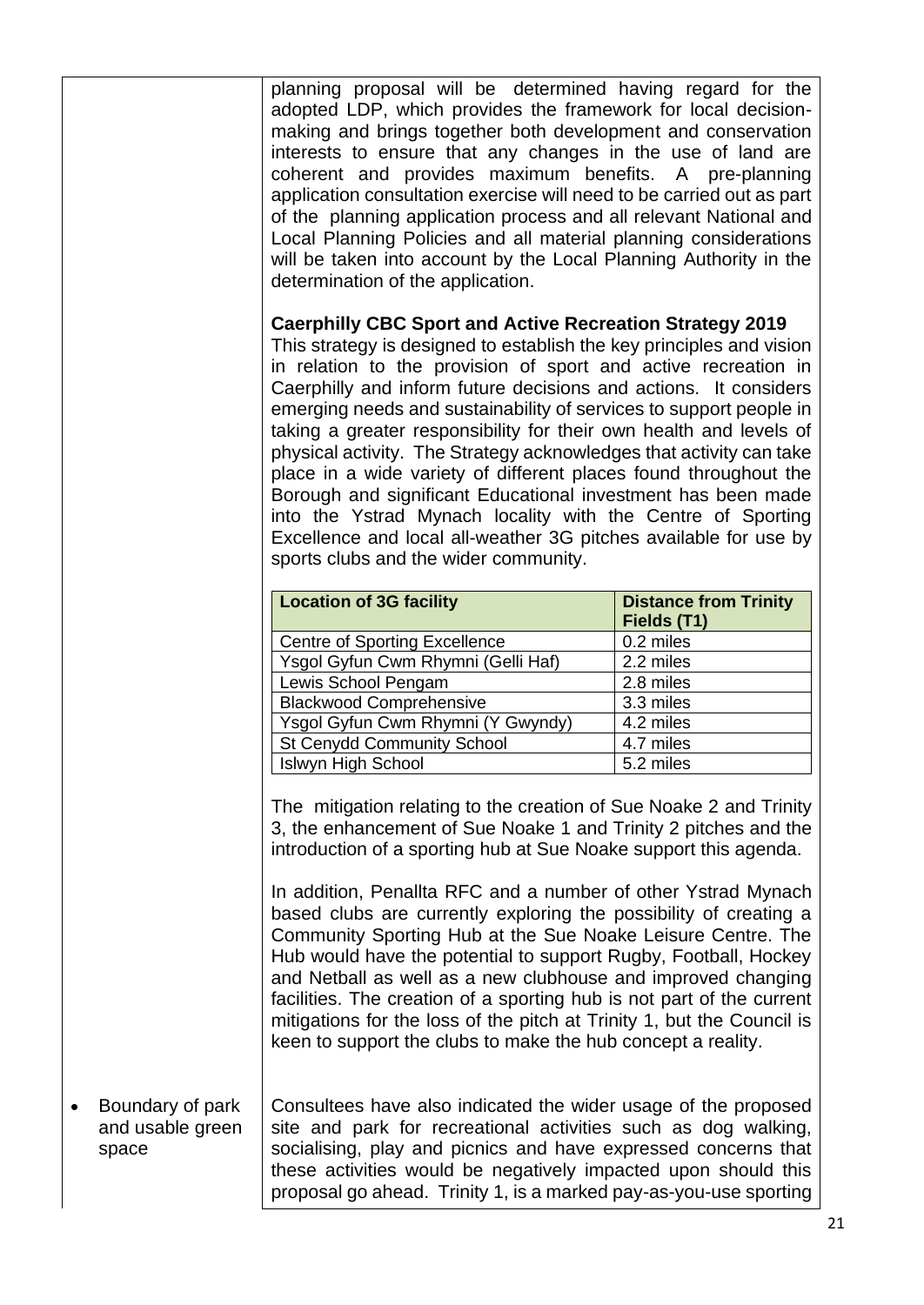planning proposal will be determined having regard for the adopted LDP, which provides the framework for local decision-making and brings together both development and conservation interests to ensure that any changes in the use of land are coherent and provides maximum benefits. A pre-planning application consultation exercise will need to be carried out as part of the planning application process and all relevant National and Local Planning Policies and all material planning considerations will be taken into account by the Local Planning Authority in the determination of the application.

**Caerphilly CBC Sport and Active Recreation Strategy 2019**

This strategy is designed to establish the key principles and vision in relation to the provision of sport and active recreation in Caerphilly and inform future decisions and actions. It considers emerging needs and sustainability of services to support people in taking a greater responsibility for their own health and levels of physical activity. The Strategy acknowledges that activity can take place in a wide variety of different places found throughout the Borough and significant Educational investment has been made into the Ystrad Mynach locality with the Centre of Sporting Excellence and local all-weather 3G pitches available for use by sports clubs and the wider community.

| Location of 3G facility | Distance from Trinity Fields (T1) |
|---|---|
| Centre of Sporting Excellence | 0.2 miles |
| Ysgol Gyfun Cwm Rhymni (Gelli Haf) | 2.2 miles |
| Lewis School Pengam | 2.8 miles |
| Blackwood Comprehensive | 3.3 miles |
| Ysgol Gyfun Cwm Rhymni (Y Gwyndy) | 4.2 miles |
| St Cenydd Community School | 4.7 miles |
| Islwyn High School | 5.2 miles |

The mitigation relating to the creation of Sue Noake 2 and Trinity 3, the enhancement of Sue Noake 1 and Trinity 2 pitches and the introduction of a sporting hub at Sue Noake support this agenda.

In addition, Penallta RFC and a number of other Ystrad Mynach based clubs are currently exploring the possibility of creating a Community Sporting Hub at the Sue Noake Leisure Centre. The Hub would have the potential to support Rugby, Football, Hockey and Netball as well as a new clubhouse and improved changing facilities. The creation of a sporting hub is not part of the current mitigations for the loss of the pitch at Trinity 1, but the Council is keen to support the clubs to make the hub concept a reality.

- Boundary of park and usable green space

Consultees have also indicated the wider usage of the proposed site and park for recreational activities such as dog walking, socialising, play and picnics and have expressed concerns that these activities would be negatively impacted upon should this proposal go ahead. Trinity 1, is a marked pay-as-you-use sporting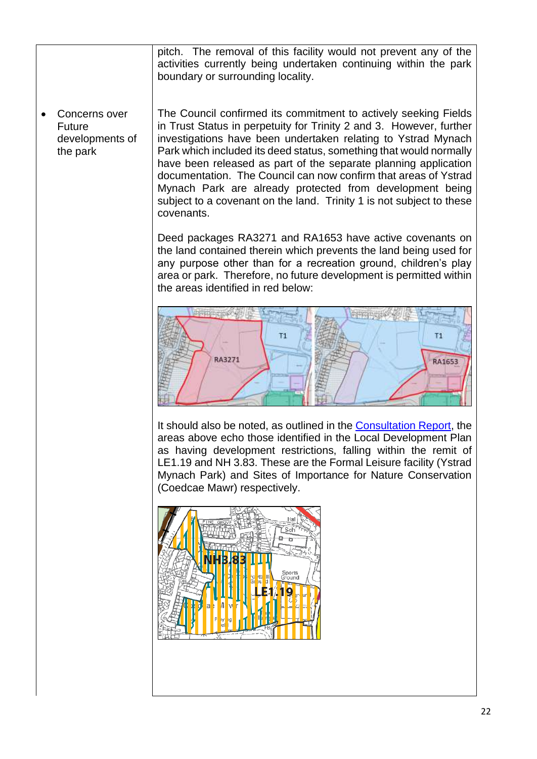| | |
|---|---|
| | pitch. The removal of this facility would not prevent any of the activities currently being undertaken continuing within the park boundary or surrounding locality. |
| • Concerns over Future developments of the park | The Council confirmed its commitment to actively seeking Fields in Trust Status in perpetuity for Trinity 2 and 3. However, further investigations have been undertaken relating to Ystrad Mynach Park which included its deed status, something that would normally have been released as part of the separate planning application documentation. The Council can now confirm that areas of Ystrad Mynach Park are already protected from development being subject to a covenant on the land. Trinity 1 is not subject to these covenants.<br><br>Deed packages RA3271 and RA1653 have active covenants on the land contained therein which prevents the land being used for any purpose other than for a recreation ground, children's play area or park. Therefore, no future development is permitted within the areas identified in red below:<br><br>It should also be noted, as outlined in the [Consultation Report], the areas above echo those identified in the Local Development Plan as having development restrictions, falling within the remit of LE1.19 and NH 3.83. These are the Formal Leisure facility (Ystrad Mynach Park) and Sites of Importance for Nature Conservation (Coedcae Mawr) respectively. |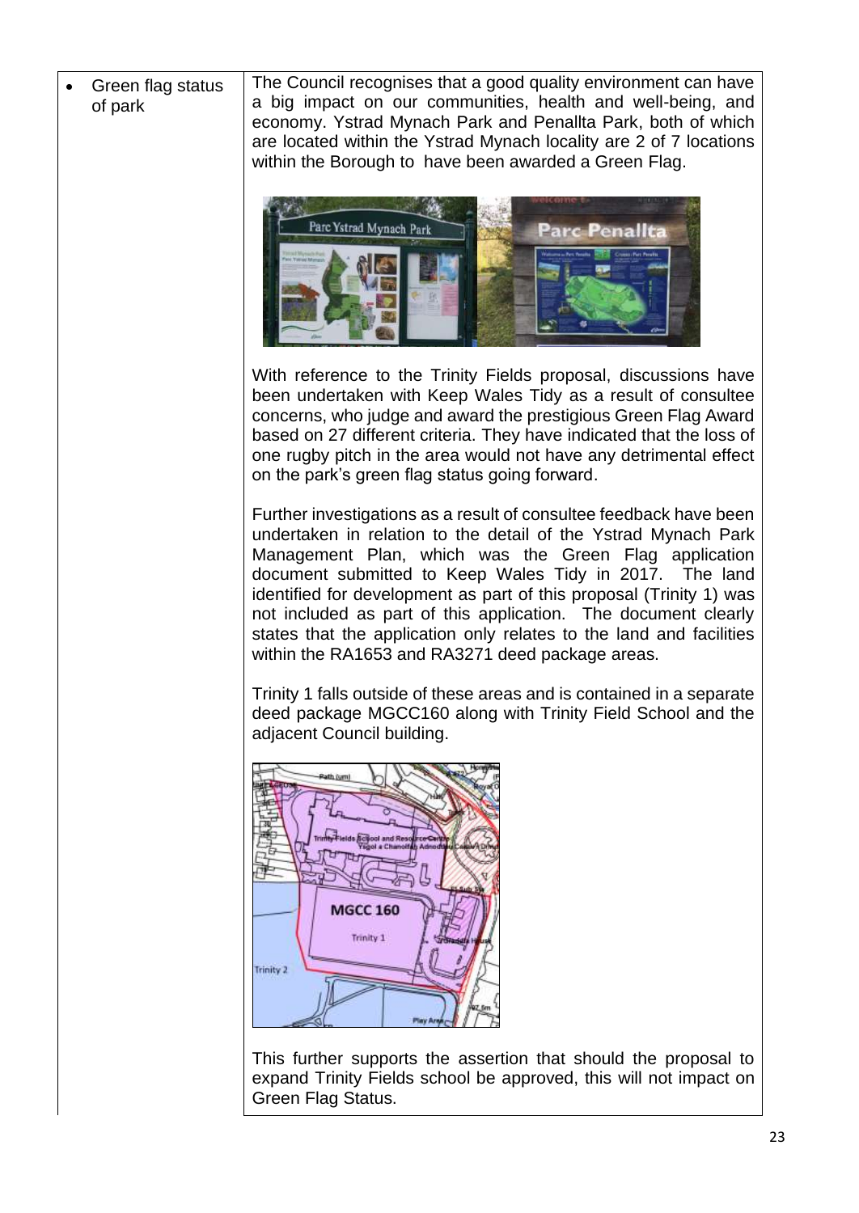| | |
|---|---|
| • Green flag status of park | The Council recognises that a good quality environment can have a big impact on our communities, health and well-being, and economy. Ystrad Mynach Park and Penallta Park, both of which are located within the Ystrad Mynach locality are 2 of 7 locations within the Borough to have been awarded a Green Flag.<br><br>With reference to the Trinity Fields proposal, discussions have been undertaken with Keep Wales Tidy as a result of consultee concerns, who judge and award the prestigious Green Flag Award based on 27 different criteria. They have indicated that the loss of one rugby pitch in the area would not have any detrimental effect on the park's green flag status going forward.<br><br>Further investigations as a result of consultee feedback have been undertaken in relation to the detail of the Ystrad Mynach Park Management Plan, which was the Green Flag application document submitted to Keep Wales Tidy in 2017. The land identified for development as part of this proposal (Trinity 1) was not included as part of this application. The document clearly states that the application only relates to the land and facilities within the RA1653 and RA3271 deed package areas.<br><br>Trinity 1 falls outside of these areas and is contained in a separate deed package MGCC160 along with Trinity Field School and the adjacent Council building.<br><br>This further supports the assertion that should the proposal to expand Trinity Fields school be approved, this will not impact on Green Flag Status. |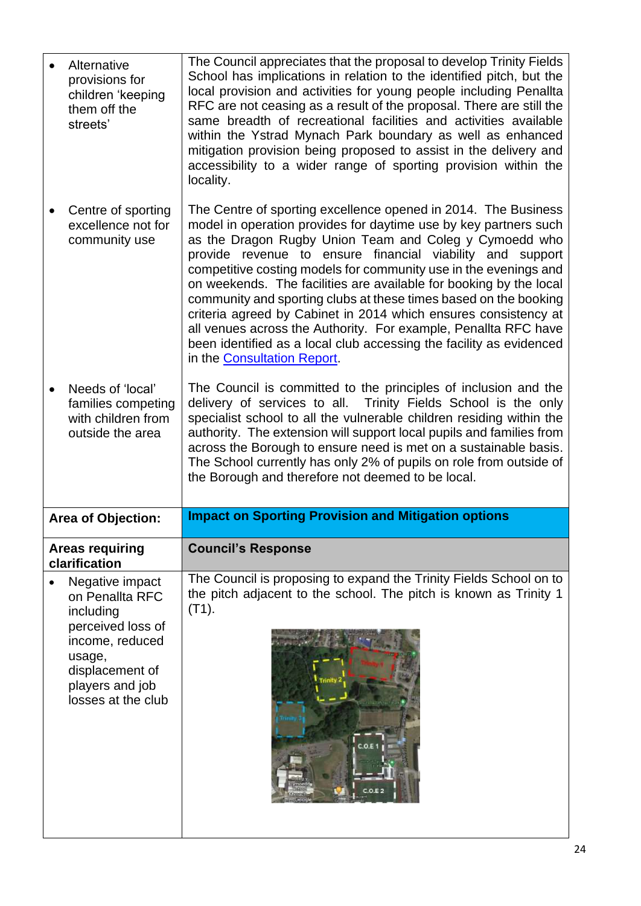| | |
|---|---|
| • Alternative provisions for children 'keeping them off the streets' | The Council appreciates that the proposal to develop Trinity Fields School has implications in relation to the identified pitch, but the local provision and activities for young people including Penallta RFC are not ceasing as a result of the proposal. There are still the same breadth of recreational facilities and activities available within the Ystrad Mynach Park boundary as well as enhanced mitigation provision being proposed to assist in the delivery and accessibility to a wider range of sporting provision within the locality. |
| • Centre of sporting excellence not for community use | The Centre of sporting excellence opened in 2014. The Business model in operation provides for daytime use by key partners such as the Dragon Rugby Union Team and Coleg y Cymoedd who provide revenue to ensure financial viability and support competitive costing models for community use in the evenings and on weekends. The facilities are available for booking by the local community and sporting clubs at these times based on the booking criteria agreed by Cabinet in 2014 which ensures consistency at all venues across the Authority. For example, Penallta RFC have been identified as a local club accessing the facility as evidenced in the Consultation Report. |
| • Needs of 'local' families competing with children from outside the area | The Council is committed to the principles of inclusion and the delivery of services to all. Trinity Fields School is the only specialist school to all the vulnerable children residing within the authority. The extension will support local pupils and families from across the Borough to ensure need is met on a sustainable basis. The School currently has only 2% of pupils on role from outside of the Borough and therefore not deemed to be local. |
| **Area of Objection:** | **Impact on Sporting Provision and Mitigation options** |
| **Areas requiring clarification** | **Council's Response** |
| • Negative impact on Penallta RFC including perceived loss of income, reduced usage, displacement of players and job losses at the club | The Council is proposing to expand the Trinity Fields School on to the pitch adjacent to the school. The pitch is known as Trinity 1 (T1). |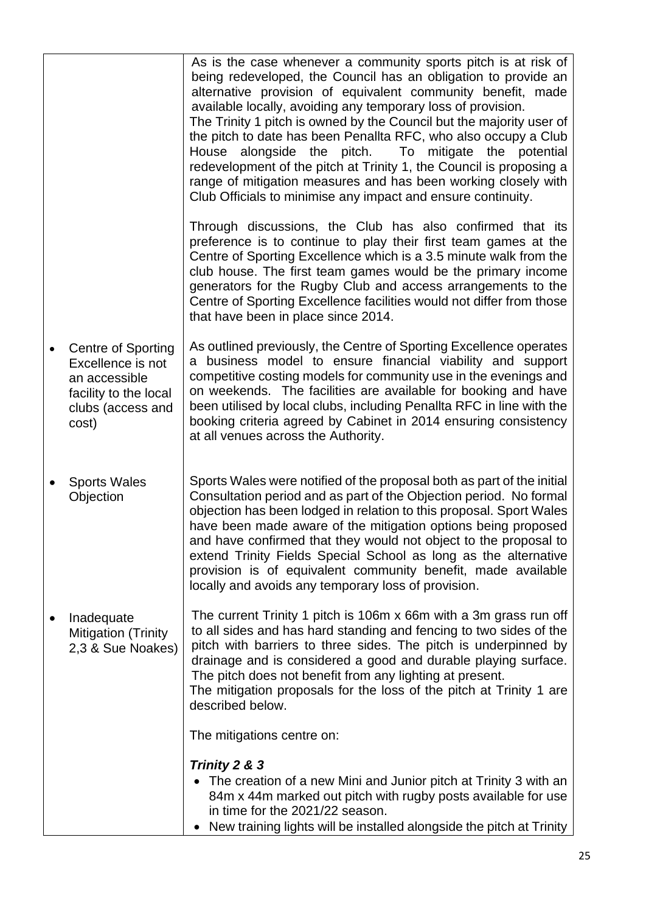| | |
|---|---|
| | As is the case whenever a community sports pitch is at risk of being redeveloped, the Council has an obligation to provide an alternative provision of equivalent community benefit, made available locally, avoiding any temporary loss of provision.<br>The Trinity 1 pitch is owned by the Council but the majority user of the pitch to date has been Penallta RFC, who also occupy a Club House alongside the pitch. To mitigate the potential redevelopment of the pitch at Trinity 1, the Council is proposing a range of mitigation measures and has been working closely with Club Officials to minimise any impact and ensure continuity.<br><br>Through discussions, the Club has also confirmed that its preference is to continue to play their first team games at the Centre of Sporting Excellence which is a 3.5 minute walk from the club house. The first team games would be the primary income generators for the Rugby Club and access arrangements to the Centre of Sporting Excellence facilities would not differ from those that have been in place since 2014. |
| • Centre of Sporting Excellence is not an accessible facility to the local clubs (access and cost) | As outlined previously, the Centre of Sporting Excellence operates a business model to ensure financial viability and support competitive costing models for community use in the evenings and on weekends. The facilities are available for booking and have been utilised by local clubs, including Penallta RFC in line with the booking criteria agreed by Cabinet in 2014 ensuring consistency at all venues across the Authority. |
| • Sports Wales Objection | Sports Wales were notified of the proposal both as part of the initial Consultation period and as part of the Objection period. No formal objection has been lodged in relation to this proposal. Sport Wales have been made aware of the mitigation options being proposed and have confirmed that they would not object to the proposal to extend Trinity Fields Special School as long as the alternative provision is of equivalent community benefit, made available locally and avoids any temporary loss of provision. |
| • Inadequate Mitigation (Trinity 2,3 & Sue Noakes) | The current Trinity 1 pitch is 106m x 66m with a 3m grass run off to all sides and has hard standing and fencing to two sides of the pitch with barriers to three sides. The pitch is underpinned by drainage and is considered a good and durable playing surface. The pitch does not benefit from any lighting at present.<br>The mitigation proposals for the loss of the pitch at Trinity 1 are described below.<br><br>The mitigations centre on:<br><br>***Trinity 2 & 3***<br>• The creation of a new Mini and Junior pitch at Trinity 3 with an 84m x 44m marked out pitch with rugby posts available for use in time for the 2021/22 season.<br>• New training lights will be installed alongside the pitch at Trinity |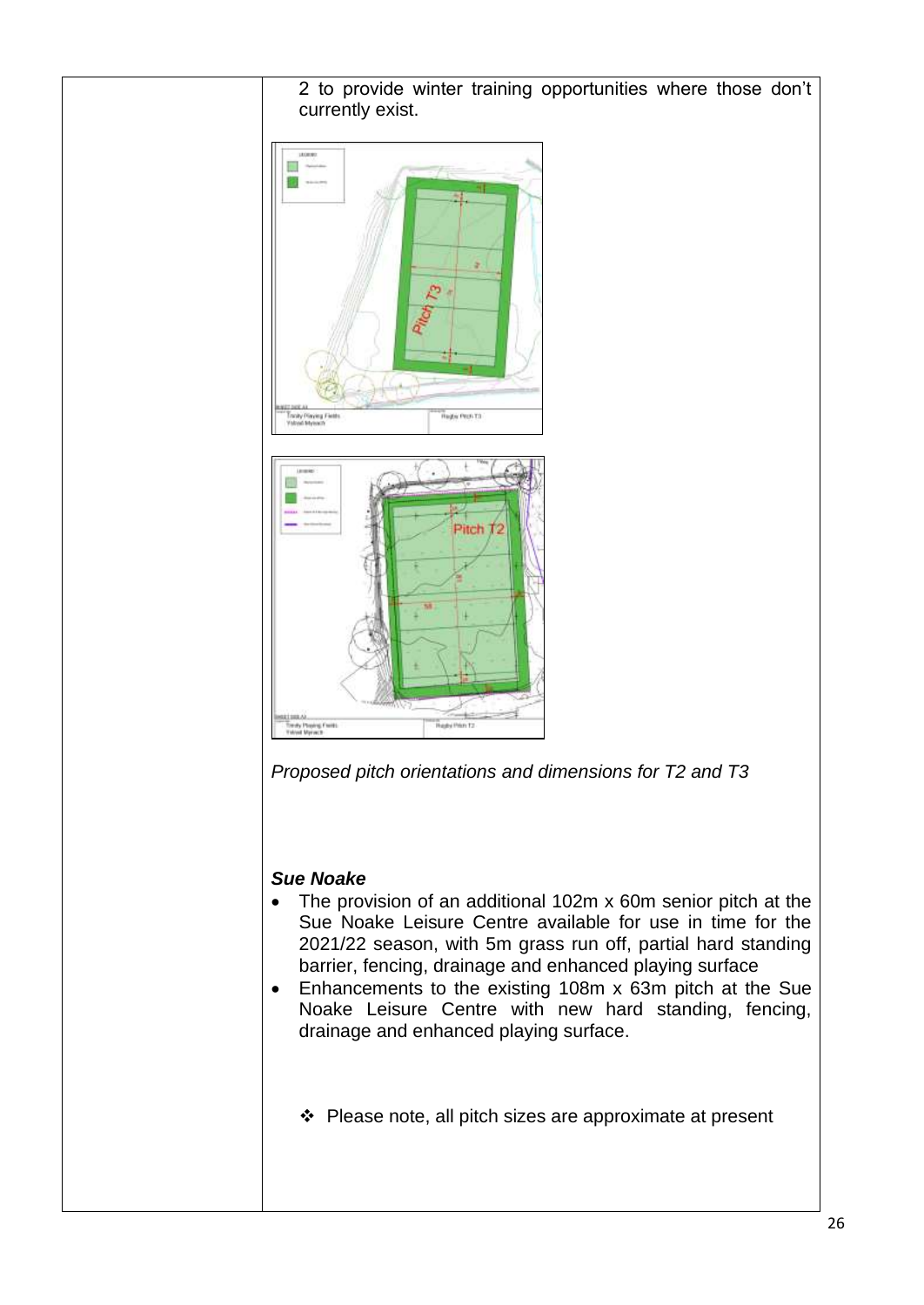2 to provide winter training opportunities where those don't currently exist.

*Proposed pitch orientations and dimensions for T2 and T3*

***Sue Noake***

- The provision of an additional 102m x 60m senior pitch at the Sue Noake Leisure Centre available for use in time for the 2021/22 season, with 5m grass run off, partial hard standing barrier, fencing, drainage and enhanced playing surface
- Enhancements to the existing 108m x 63m pitch at the Sue Noake Leisure Centre with new hard standing, fencing, drainage and enhanced playing surface.

❖ Please note, all pitch sizes are approximate at present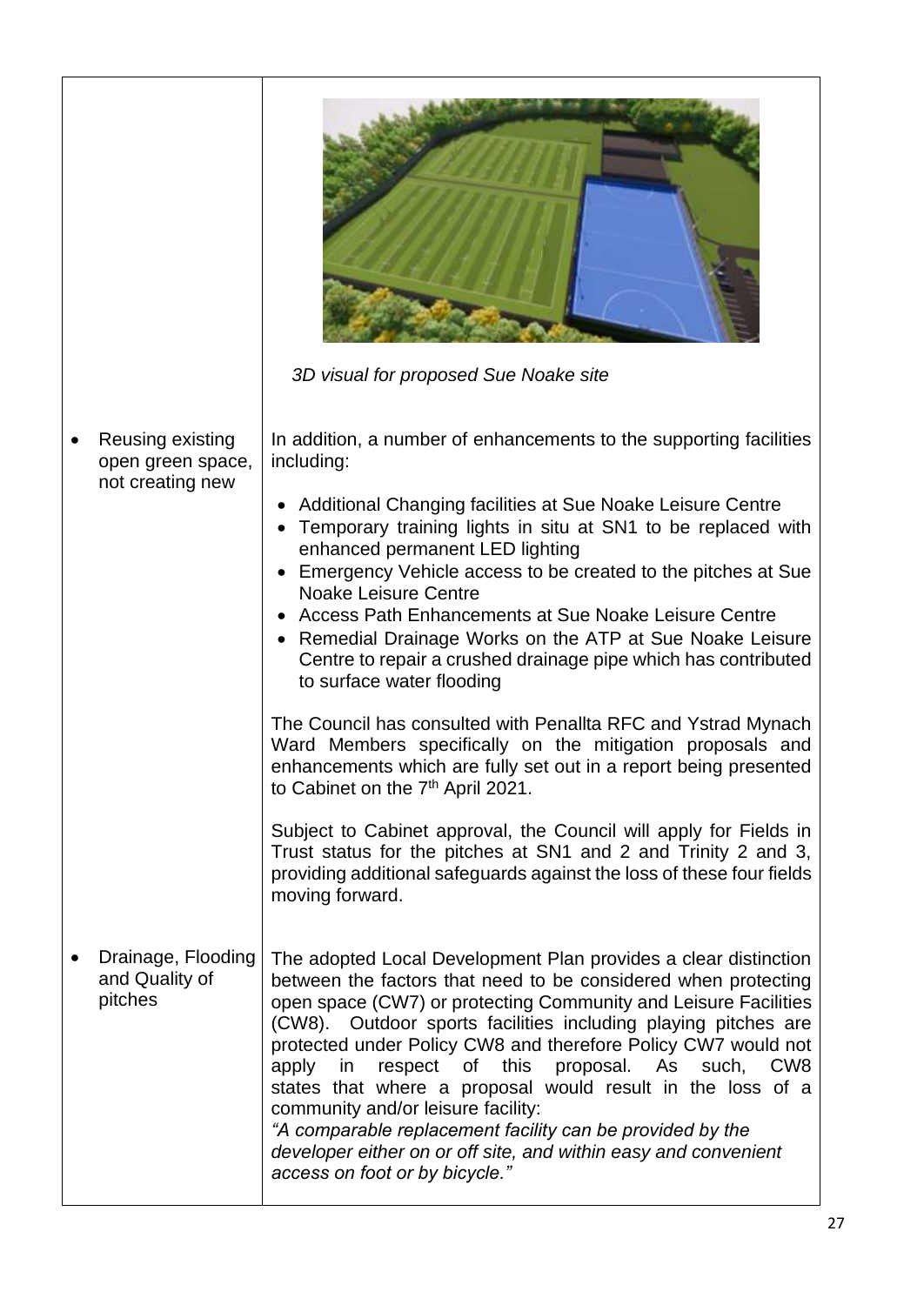| | |
|---|---|
| | *3D visual for proposed Sue Noake site* |
| • Reusing existing open green space, not creating new | In addition, a number of enhancements to the supporting facilities including:<br><br>• Additional Changing facilities at Sue Noake Leisure Centre<br>• Temporary training lights in situ at SN1 to be replaced with enhanced permanent LED lighting<br>• Emergency Vehicle access to be created to the pitches at Sue Noake Leisure Centre<br>• Access Path Enhancements at Sue Noake Leisure Centre<br>• Remedial Drainage Works on the ATP at Sue Noake Leisure Centre to repair a crushed drainage pipe which has contributed to surface water flooding<br><br>The Council has consulted with Penallta RFC and Ystrad Mynach Ward Members specifically on the mitigation proposals and enhancements which are fully set out in a report being presented to Cabinet on the 7th April 2021.<br><br>Subject to Cabinet approval, the Council will apply for Fields in Trust status for the pitches at SN1 and 2 and Trinity 2 and 3, providing additional safeguards against the loss of these four fields moving forward. |
| • Drainage, Flooding and Quality of pitches | The adopted Local Development Plan provides a clear distinction between the factors that need to be considered when protecting open space (CW7) or protecting Community and Leisure Facilities (CW8). Outdoor sports facilities including playing pitches are protected under Policy CW8 and therefore Policy CW7 would not apply in respect of this proposal. As such, CW8 states that where a proposal would result in the loss of a community and/or leisure facility:<br>*"A comparable replacement facility can be provided by the developer either on or off site, and within easy and convenient access on foot or by bicycle."* |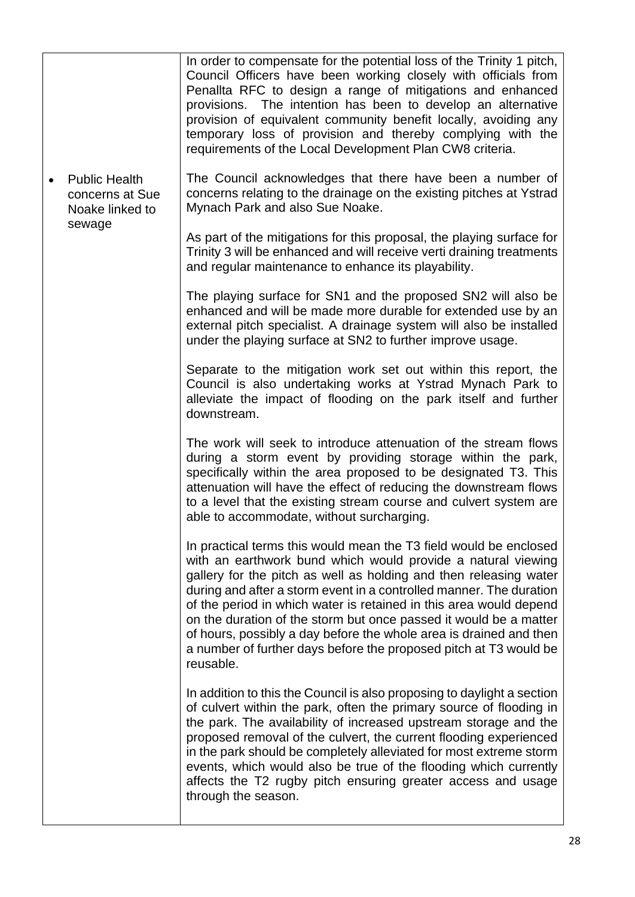| | |
|---|---|
| | In order to compensate for the potential loss of the Trinity 1 pitch, Council Officers have been working closely with officials from Penallta RFC to design a range of mitigations and enhanced provisions. The intention has been to develop an alternative provision of equivalent community benefit locally, avoiding any temporary loss of provision and thereby complying with the requirements of the Local Development Plan CW8 criteria. |
| • Public Health concerns at Sue Noake linked to sewage | The Council acknowledges that there have been a number of concerns relating to the drainage on the existing pitches at Ystrad Mynach Park and also Sue Noake.<br><br>As part of the mitigations for this proposal, the playing surface for Trinity 3 will be enhanced and will receive verti draining treatments and regular maintenance to enhance its playability.<br><br>The playing surface for SN1 and the proposed SN2 will also be enhanced and will be made more durable for extended use by an external pitch specialist. A drainage system will also be installed under the playing surface at SN2 to further improve usage.<br><br>Separate to the mitigation work set out within this report, the Council is also undertaking works at Ystrad Mynach Park to alleviate the impact of flooding on the park itself and further downstream.<br><br>The work will seek to introduce attenuation of the stream flows during a storm event by providing storage within the park, specifically within the area proposed to be designated T3. This attenuation will have the effect of reducing the downstream flows to a level that the existing stream course and culvert system are able to accommodate, without surcharging.<br><br>In practical terms this would mean the T3 field would be enclosed with an earthwork bund which would provide a natural viewing gallery for the pitch as well as holding and then releasing water during and after a storm event in a controlled manner. The duration of the period in which water is retained in this area would depend on the duration of the storm but once passed it would be a matter of hours, possibly a day before the whole area is drained and then a number of further days before the proposed pitch at T3 would be reusable.<br><br>In addition to this the Council is also proposing to daylight a section of culvert within the park, often the primary source of flooding in the park. The availability of increased upstream storage and the proposed removal of the culvert, the current flooding experienced in the park should be completely alleviated for most extreme storm events, which would also be true of the flooding which currently affects the T2 rugby pitch ensuring greater access and usage through the season. |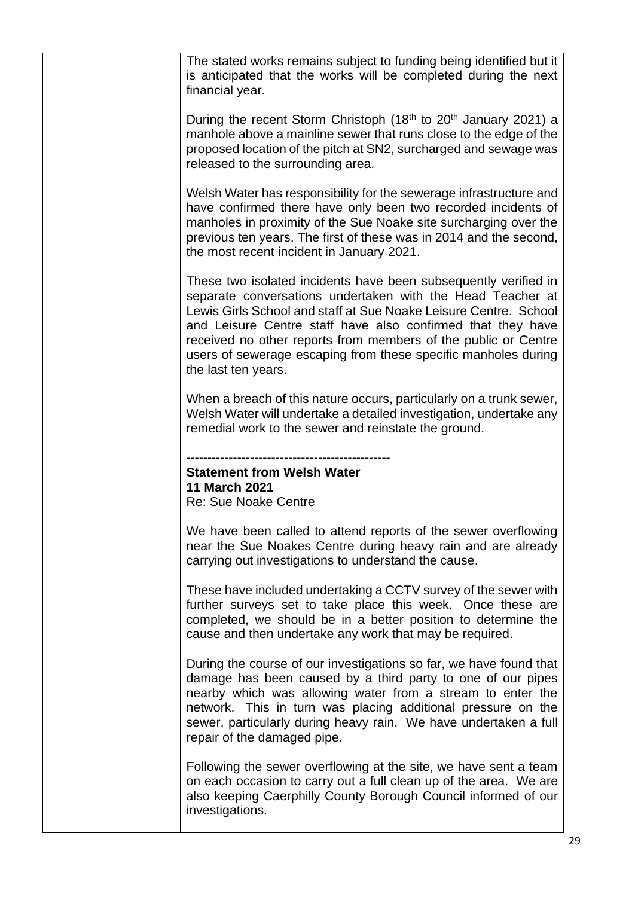| | |
|---|---|
| | The stated works remains subject to funding being identified but it is anticipated that the works will be completed during the next financial year.<br><br>During the recent Storm Christoph (18th to 20th January 2021) a manhole above a mainline sewer that runs close to the edge of the proposed location of the pitch at SN2, surcharged and sewage was released to the surrounding area.<br><br>Welsh Water has responsibility for the sewerage infrastructure and have confirmed there have only been two recorded incidents of manholes in proximity of the Sue Noake site surcharging over the previous ten years. The first of these was in 2014 and the second, the most recent incident in January 2021.<br><br>These two isolated incidents have been subsequently verified in separate conversations undertaken with the Head Teacher at Lewis Girls School and staff at Sue Noake Leisure Centre. School and Leisure Centre staff have also confirmed that they have received no other reports from members of the public or Centre users of sewerage escaping from these specific manholes during the last ten years.<br><br>When a breach of this nature occurs, particularly on a trunk sewer, Welsh Water will undertake a detailed investigation, undertake any remedial work to the sewer and reinstate the ground.<br><br>------------------------------------------------<br>**Statement from Welsh Water**<br>**11 March 2021**<br>Re: Sue Noake Centre<br><br>We have been called to attend reports of the sewer overflowing near the Sue Noakes Centre during heavy rain and are already carrying out investigations to understand the cause.<br><br>These have included undertaking a CCTV survey of the sewer with further surveys set to take place this week. Once these are completed, we should be in a better position to determine the cause and then undertake any work that may be required.<br><br>During the course of our investigations so far, we have found that damage has been caused by a third party to one of our pipes nearby which was allowing water from a stream to enter the network. This in turn was placing additional pressure on the sewer, particularly during heavy rain. We have undertaken a full repair of the damaged pipe.<br><br>Following the sewer overflowing at the site, we have sent a team on each occasion to carry out a full clean up of the area. We are also keeping Caerphilly County Borough Council informed of our investigations. |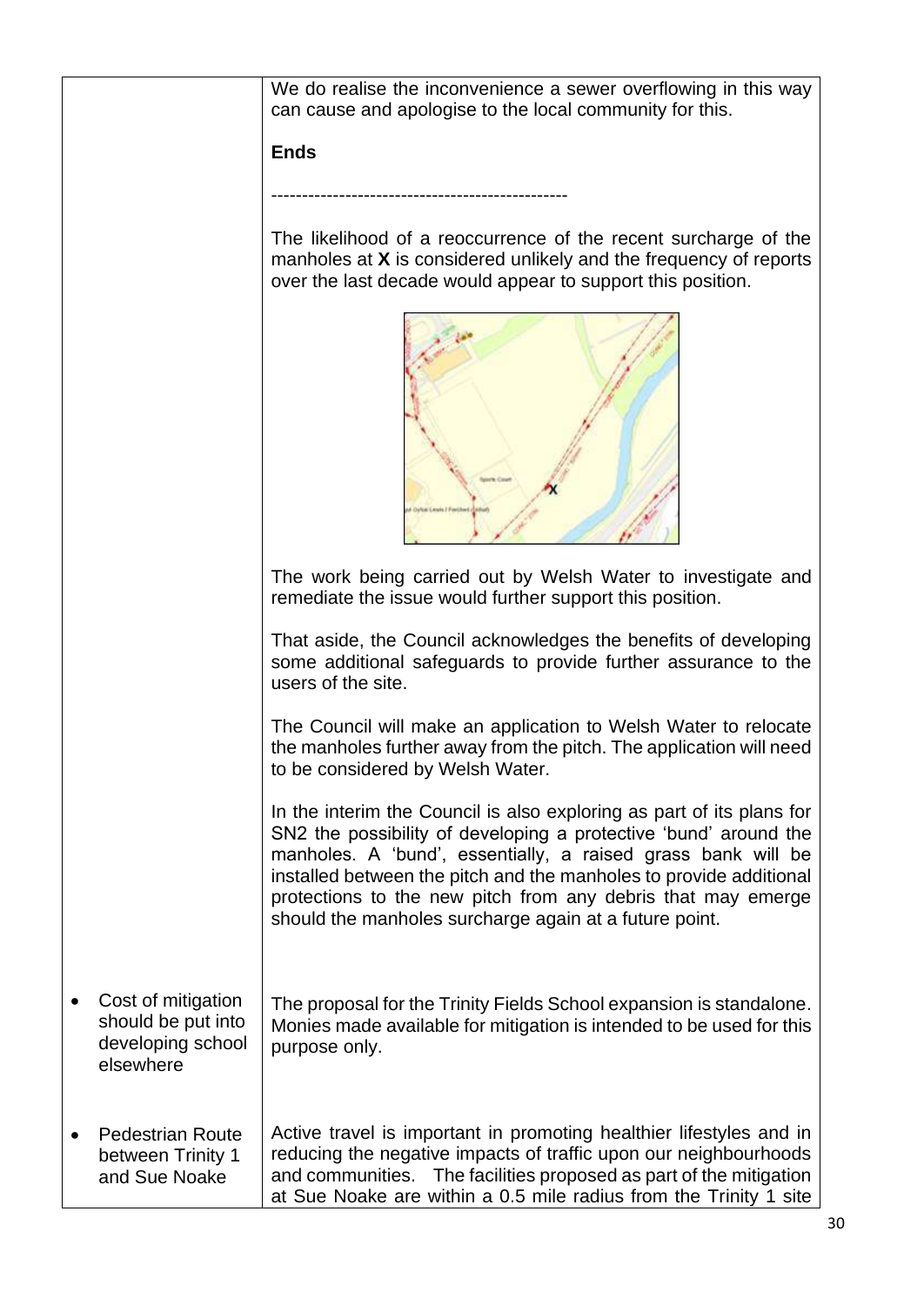| | |
|---|---|
| | We do realise the inconvenience a sewer overflowing in this way can cause and apologise to the local community for this.<br><br>**Ends**<br><br>------------------------------------------------<br><br>The likelihood of a reoccurrence of the recent surcharge of the manholes at **X** is considered unlikely and the frequency of reports over the last decade would appear to support this position.<br><br>The work being carried out by Welsh Water to investigate and remediate the issue would further support this position.<br><br>That aside, the Council acknowledges the benefits of developing some additional safeguards to provide further assurance to the users of the site.<br><br>The Council will make an application to Welsh Water to relocate the manholes further away from the pitch. The application will need to be considered by Welsh Water.<br><br>In the interim the Council is also exploring as part of its plans for SN2 the possibility of developing a protective 'bund' around the manholes. A 'bund', essentially, a raised grass bank will be installed between the pitch and the manholes to provide additional protections to the new pitch from any debris that may emerge should the manholes surcharge again at a future point. |
| • Cost of mitigation should be put into developing school elsewhere | The proposal for the Trinity Fields School expansion is standalone. Monies made available for mitigation is intended to be used for this purpose only. |
| • Pedestrian Route between Trinity 1 and Sue Noake | Active travel is important in promoting healthier lifestyles and in reducing the negative impacts of traffic upon our neighbourhoods and communities. The facilities proposed as part of the mitigation at Sue Noake are within a 0.5 mile radius from the Trinity 1 site |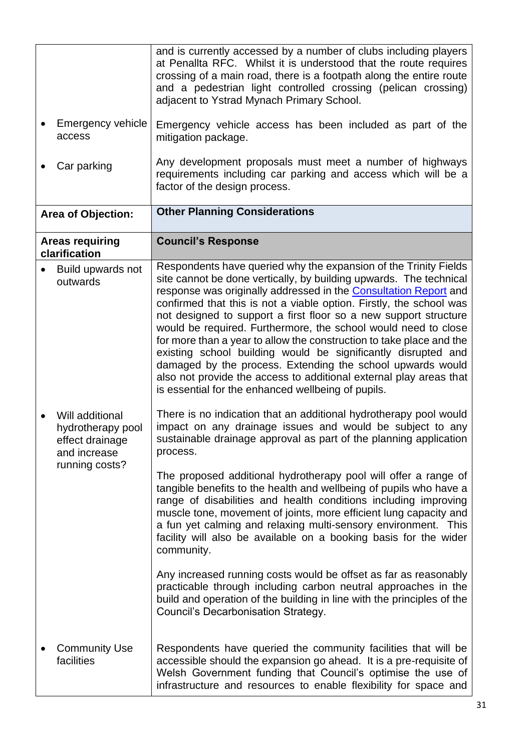| | |
|---|---|
| | and is currently accessed by a number of clubs including players at Penallta RFC. Whilst it is understood that the route requires crossing of a main road, there is a footpath along the entire route and a pedestrian light controlled crossing (pelican crossing) adjacent to Ystrad Mynach Primary School. |
| • Emergency vehicle access | Emergency vehicle access has been included as part of the mitigation package. |
| • Car parking | Any development proposals must meet a number of highways requirements including car parking and access which will be a factor of the design process. |
| **Area of Objection:** | **Other Planning Considerations** |
| **Areas requiring clarification** | **Council's Response** |
| • Build upwards not outwards | Respondents have queried why the expansion of the Trinity Fields site cannot be done vertically, by building upwards. The technical response was originally addressed in the [Consultation Report] and confirmed that this is not a viable option. Firstly, the school was not designed to support a first floor so a new support structure would be required. Furthermore, the school would need to close for more than a year to allow the construction to take place and the existing school building would be significantly disrupted and damaged by the process. Extending the school upwards would also not provide the access to additional external play areas that is essential for the enhanced wellbeing of pupils. |
| • Will additional hydrotherapy pool effect drainage and increase running costs? | There is no indication that an additional hydrotherapy pool would impact on any drainage issues and would be subject to any sustainable drainage approval as part of the planning application process.<br><br>The proposed additional hydrotherapy pool will offer a range of tangible benefits to the health and wellbeing of pupils who have a range of disabilities and health conditions including improving muscle tone, movement of joints, more efficient lung capacity and a fun yet calming and relaxing multi-sensory environment. This facility will also be available on a booking basis for the wider community.<br><br>Any increased running costs would be offset as far as reasonably practicable through including carbon neutral approaches in the build and operation of the building in line with the principles of the Council's Decarbonisation Strategy. |
| • Community Use facilities | Respondents have queried the community facilities that will be accessible should the expansion go ahead. It is a pre-requisite of Welsh Government funding that Council's optimise the use of infrastructure and resources to enable flexibility for space and |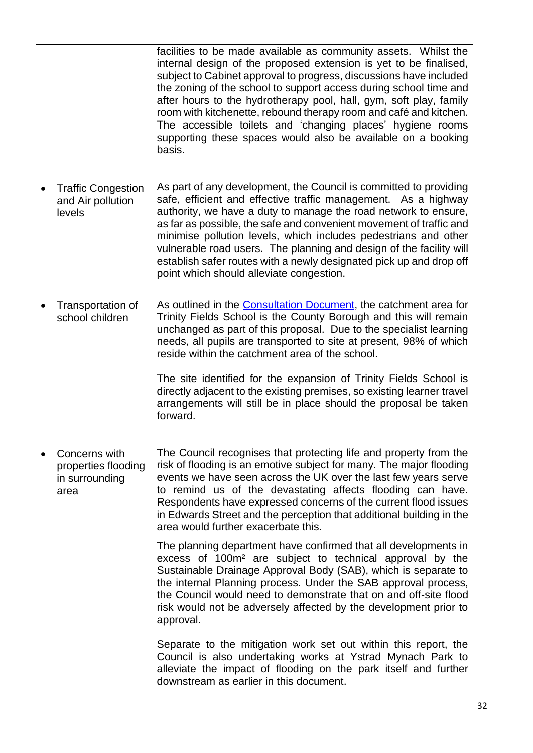| | |
|---|---|
| | facilities to be made available as community assets. Whilst the internal design of the proposed extension is yet to be finalised, subject to Cabinet approval to progress, discussions have included the zoning of the school to support access during school time and after hours to the hydrotherapy pool, hall, gym, soft play, family room with kitchenette, rebound therapy room and café and kitchen. The accessible toilets and 'changing places' hygiene rooms supporting these spaces would also be available on a booking basis. |
| • Traffic Congestion and Air pollution levels | As part of any development, the Council is committed to providing safe, efficient and effective traffic management. As a highway authority, we have a duty to manage the road network to ensure, as far as possible, the safe and convenient movement of traffic and minimise pollution levels, which includes pedestrians and other vulnerable road users. The planning and design of the facility will establish safer routes with a newly designated pick up and drop off point which should alleviate congestion. |
| • Transportation of school children | As outlined in the Consultation Document, the catchment area for Trinity Fields School is the County Borough and this will remain unchanged as part of this proposal. Due to the specialist learning needs, all pupils are transported to site at present, 98% of which reside within the catchment area of the school.<br><br>The site identified for the expansion of Trinity Fields School is directly adjacent to the existing premises, so existing learner travel arrangements will still be in place should the proposal be taken forward. |
| • Concerns with properties flooding in surrounding area | The Council recognises that protecting life and property from the risk of flooding is an emotive subject for many. The major flooding events we have seen across the UK over the last few years serve to remind us of the devastating affects flooding can have. Respondents have expressed concerns of the current flood issues in Edwards Street and the perception that additional building in the area would further exacerbate this.<br><br>The planning department have confirmed that all developments in excess of 100m² are subject to technical approval by the Sustainable Drainage Approval Body (SAB), which is separate to the internal Planning process. Under the SAB approval process, the Council would need to demonstrate that on and off-site flood risk would not be adversely affected by the development prior to approval.<br><br>Separate to the mitigation work set out within this report, the Council is also undertaking works at Ystrad Mynach Park to alleviate the impact of flooding on the park itself and further downstream as earlier in this document. |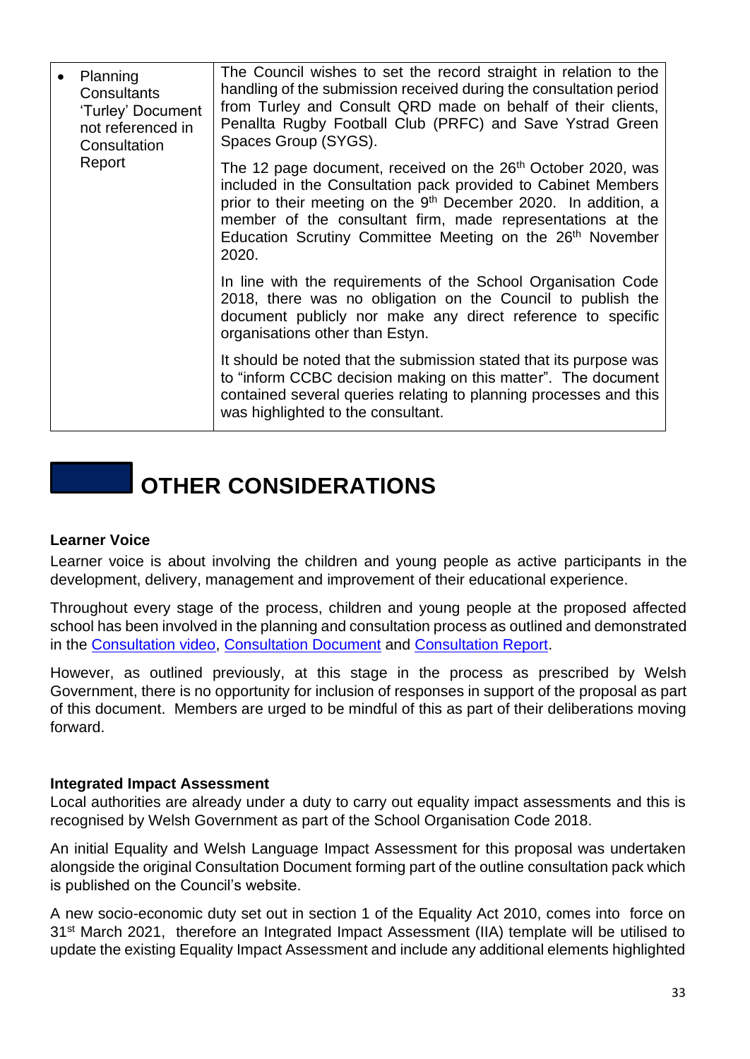| | |
|---|---|
| • Planning Consultants 'Turley' Document not referenced in Consultation Report | The Council wishes to set the record straight in relation to the handling of the submission received during the consultation period from Turley and Consult QRD made on behalf of their clients, Penallta Rugby Football Club (PRFC) and Save Ystrad Green Spaces Group (SYGS).<br><br>The 12 page document, received on the 26th October 2020, was included in the Consultation pack provided to Cabinet Members prior to their meeting on the 9th December 2020. In addition, a member of the consultant firm, made representations at the Education Scrutiny Committee Meeting on the 26th November 2020.<br><br>In line with the requirements of the School Organisation Code 2018, there was no obligation on the Council to publish the document publicly nor make any direct reference to specific organisations other than Estyn.<br><br>It should be noted that the submission stated that its purpose was to "inform CCBC decision making on this matter". The document contained several queries relating to planning processes and this was highlighted to the consultant. |

# OTHER CONSIDERATIONS

**Learner Voice**

Learner voice is about involving the children and young people as active participants in the development, delivery, management and improvement of their educational experience.

Throughout every stage of the process, children and young people at the proposed affected school has been involved in the planning and consultation process as outlined and demonstrated in the Consultation video, Consultation Document and Consultation Report.

However, as outlined previously, at this stage in the process as prescribed by Welsh Government, there is no opportunity for inclusion of responses in support of the proposal as part of this document. Members are urged to be mindful of this as part of their deliberations moving forward.

**Integrated Impact Assessment**

Local authorities are already under a duty to carry out equality impact assessments and this is recognised by Welsh Government as part of the School Organisation Code 2018.

An initial Equality and Welsh Language Impact Assessment for this proposal was undertaken alongside the original Consultation Document forming part of the outline consultation pack which is published on the Council's website.

A new socio-economic duty set out in section 1 of the Equality Act 2010, comes into force on 31st March 2021, therefore an Integrated Impact Assessment (IIA) template will be utilised to update the existing Equality Impact Assessment and include any additional elements highlighted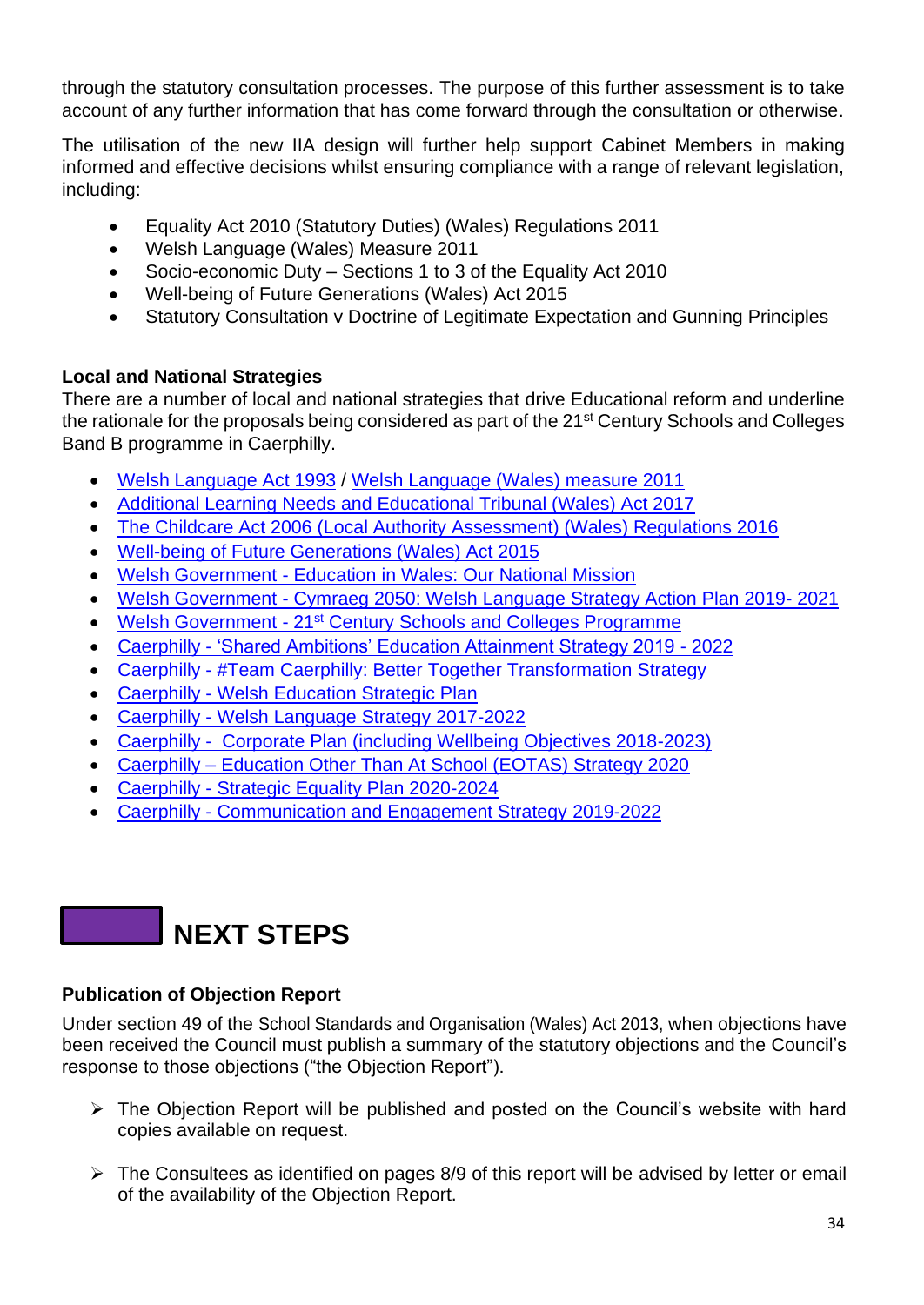through the statutory consultation processes. The purpose of this further assessment is to take account of any further information that has come forward through the consultation or otherwise.

The utilisation of the new IIA design will further help support Cabinet Members in making informed and effective decisions whilst ensuring compliance with a range of relevant legislation, including:

- Equality Act 2010 (Statutory Duties) (Wales) Regulations 2011
- Welsh Language (Wales) Measure 2011
- Socio-economic Duty – Sections 1 to 3 of the Equality Act 2010
- Well-being of Future Generations (Wales) Act 2015
- Statutory Consultation v Doctrine of Legitimate Expectation and Gunning Principles

**Local and National Strategies**

There are a number of local and national strategies that drive Educational reform and underline the rationale for the proposals being considered as part of the 21st Century Schools and Colleges Band B programme in Caerphilly.

- Welsh Language Act 1993 / Welsh Language (Wales) measure 2011
- Additional Learning Needs and Educational Tribunal (Wales) Act 2017
- The Childcare Act 2006 (Local Authority Assessment) (Wales) Regulations 2016
- Well-being of Future Generations (Wales) Act 2015
- Welsh Government - Education in Wales: Our National Mission
- Welsh Government - Cymraeg 2050: Welsh Language Strategy Action Plan 2019- 2021
- Welsh Government - 21st Century Schools and Colleges Programme
- Caerphilly - 'Shared Ambitions' Education Attainment Strategy 2019 - 2022
- Caerphilly - #Team Caerphilly: Better Together Transformation Strategy
- Caerphilly - Welsh Education Strategic Plan
- Caerphilly - Welsh Language Strategy 2017-2022
- Caerphilly - Corporate Plan (including Wellbeing Objectives 2018-2023)
- Caerphilly – Education Other Than At School (EOTAS) Strategy 2020
- Caerphilly - Strategic Equality Plan 2020-2024
- Caerphilly - Communication and Engagement Strategy 2019-2022

# NEXT STEPS

**Publication of Objection Report**

Under section 49 of the School Standards and Organisation (Wales) Act 2013, when objections have been received the Council must publish a summary of the statutory objections and the Council's response to those objections ("the Objection Report").

- The Objection Report will be published and posted on the Council's website with hard copies available on request.

- The Consultees as identified on pages 8/9 of this report will be advised by letter or email of the availability of the Objection Report.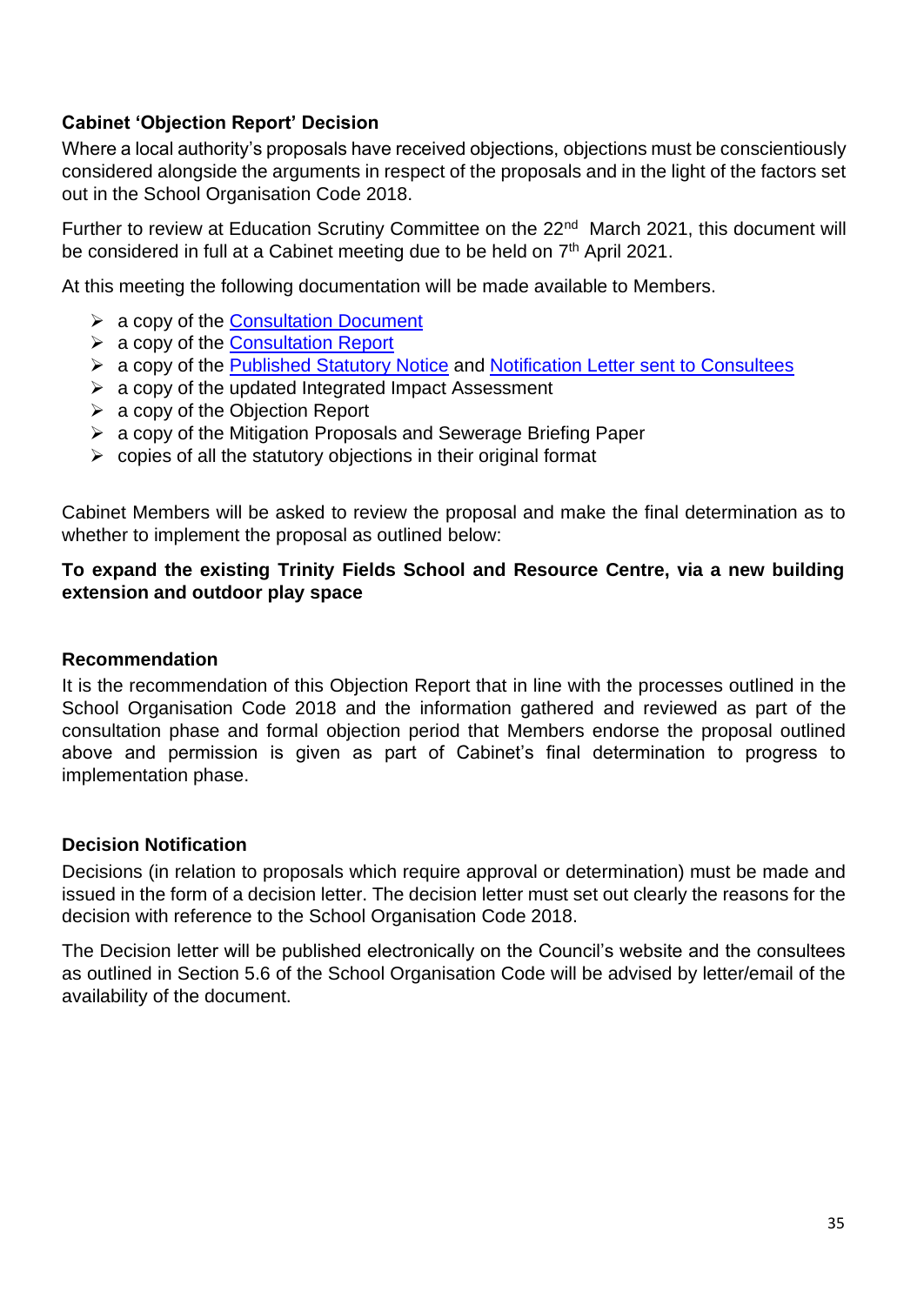### Cabinet 'Objection Report' Decision

Where a local authority's proposals have received objections, objections must be conscientiously considered alongside the arguments in respect of the proposals and in the light of the factors set out in the School Organisation Code 2018.

Further to review at Education Scrutiny Committee on the 22nd March 2021, this document will be considered in full at a Cabinet meeting due to be held on 7th April 2021.

At this meeting the following documentation will be made available to Members.

- a copy of the Consultation Document
- a copy of the Consultation Report
- a copy of the Published Statutory Notice and Notification Letter sent to Consultees
- a copy of the updated Integrated Impact Assessment
- a copy of the Objection Report
- a copy of the Mitigation Proposals and Sewerage Briefing Paper
- copies of all the statutory objections in their original format

Cabinet Members will be asked to review the proposal and make the final determination as to whether to implement the proposal as outlined below:

**To expand the existing Trinity Fields School and Resource Centre, via a new building extension and outdoor play space**

### Recommendation

It is the recommendation of this Objection Report that in line with the processes outlined in the School Organisation Code 2018 and the information gathered and reviewed as part of the consultation phase and formal objection period that Members endorse the proposal outlined above and permission is given as part of Cabinet's final determination to progress to implementation phase.

### Decision Notification

Decisions (in relation to proposals which require approval or determination) must be made and issued in the form of a decision letter. The decision letter must set out clearly the reasons for the decision with reference to the School Organisation Code 2018.

The Decision letter will be published electronically on the Council's website and the consultees as outlined in Section 5.6 of the School Organisation Code will be advised by letter/email of the availability of the document.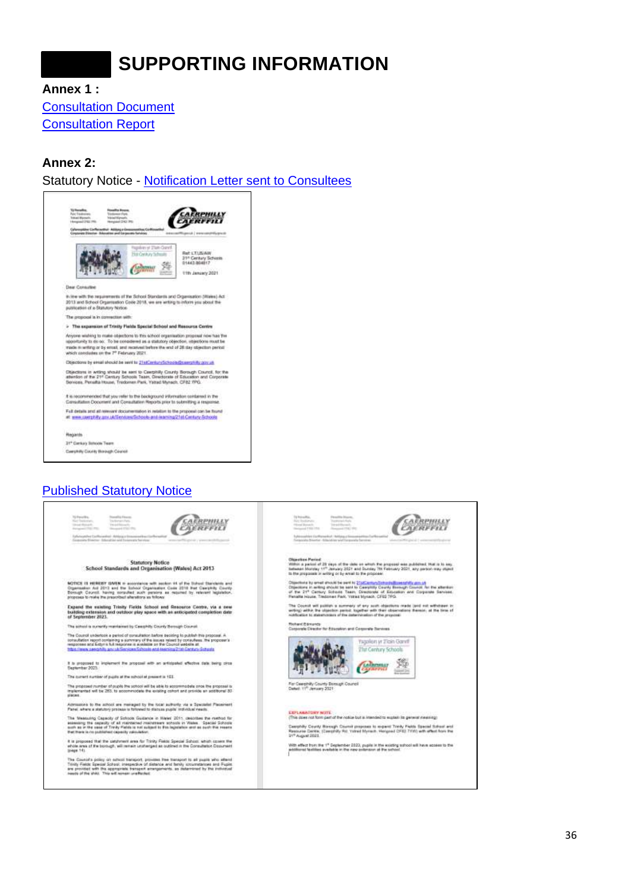# SUPPORTING INFORMATION

**Annex 1 :**

[Consultation Document](#)
[Consultation Report](#)

**Annex 2:**

Statutory Notice - [Notification Letter sent to Consultees](#)

Ref: LT/JS/AW
21st Century Schools
01443 864817

11th January 2021

Dear Consultee

In line with the requirements of the School Standards and Organisation (Wales) Act 2013 and School Organisation Code 2018, we are writing to inform you about the publication of a Statutory Notice.

The proposal is in connection with:

- **The expansion of Trinity Fields Special School and Resource Centre**

Anyone wishing to make objections to this school organisation proposal now has the opportunity to do so. To be considered as a statutory objection, objections must be made in writing or by email, and received before the end of 28 day objection period which concludes on the 7th February 2021.

Objections by email should be sent to 21stCenturySchools@caerphilly.gov.uk

Objections in writing should be sent to Caerphilly County Borough Council, for the attention of the 21st Century Schools Team, Directorate of Education and Corporate Services, Penallta House, Tredomen Park, Ystrad Mynach, CF82 7PG.

It is recommended that you refer to the background information contained in the Consultation Document and Consultation Reports prior to submitting a response.

Full details and all relevant documentation in relation to the proposal can be found at: www.caerphilly.gov.uk/Services/Schools-and-learning/21st-Century-Schools

Regards

21st Century Schools Team
Caerphilly County Borough Council

[Published Statutory Notice](#)

**Statutory Notice**
**School Standards and Organisation (Wales) Act 2013**

NOTICE IS HEREBY GIVEN in accordance with section 44 of the School Standards and Organisation Act 2013 and the School Organisation Code 2018 that Caerphilly County Borough Council, having consulted such persons as required by relevant legislation, proposes to make the prescribed alterations as follows:

**Expand the existing Trinity Fields School and Resource Centre, via a new building extension and outdoor play space with an anticipated completion date of September 2023.**

The school is currently maintained by Caerphilly County Borough Council.

The Council undertook a period of consultation before deciding to publish this proposal. A consultation report containing a summary of the issues raised by consultees, the proposer's responses and Estyn's full response is available on the Council website at: https://www.caerphilly.gov.uk/Services/Schools-and-learning/21st-Century-Schools

It is proposed to implement the proposal with an anticipated effective date being circa September 2023.

The current number of pupils at the school at present is 183.

The proposed number of pupils the school will be able to accommodate once the proposal is implemented will be 263, to accommodate the existing cohort and provide an additional 80 places.

Admissions to the school are managed by the local authority via a Specialist Placement Panel, where a statutory process is followed to discuss pupils' individual needs.

The Measuring Capacity of Schools Guidance in Wales' 2011, describes the method for assessing the capacity of all maintained mainstream schools in Wales. Special Schools such as in the case of Trinity Fields is not subject to this legislation and as such this means that there is no published capacity calculation.

It is proposed that the catchment area for Trinity Fields Special School, which covers the whole area of the borough, will remain unchanged as outlined in the Consultation Document (page 14).

The Council's policy on school transport provides free transport to all pupils who attend Trinity Fields Special School, irrespective of distance and family circumstances and Pupils are provided with the appropriate transport arrangements, as determined by the individual needs of the child. This will remain unaffected.

**Objection Period**
Within a period of 28 days of the date on which the proposal was published, that is to say, between Monday 11th January 2021 and Sunday 7th February 2021, any person may object to the proposals in writing or by email to the proposer.

Objections by email should be sent to 21stCenturySchools@caerphilly.gov.uk
Objections in writing should be sent to Caerphilly County Borough Council, for the attention of the 21st Century Schools Team, Directorate of Education and Corporate Services, Penallta House, Tredomen Park, Ystrad Mynach, CF82 7PG.

The Council will publish a summary of any such objections made (and not withdrawn in writing) within the objection period, together with their observations thereon, at the time of notification to stakeholders of the determination of the proposal.

Richard Edmunds
Corporate Director for Education and Corporate Services

For Caerphilly County Borough Council
Dated: 11th January 2021

**EXPLANATORY NOTE**
(This does not form part of the notice but is intended to explain its general meaning)

Caerphilly County Borough Council proposes to expand Trinity Fields Special School and Resource Centre, (Caerphilly Rd, Ystrad Mynach, Hengoed CF82 7XW) with effect from the 31st August 2023.

With effect from the 1st September 2023, pupils in the existing school will have access to the additional facilities available in the new extension at the school.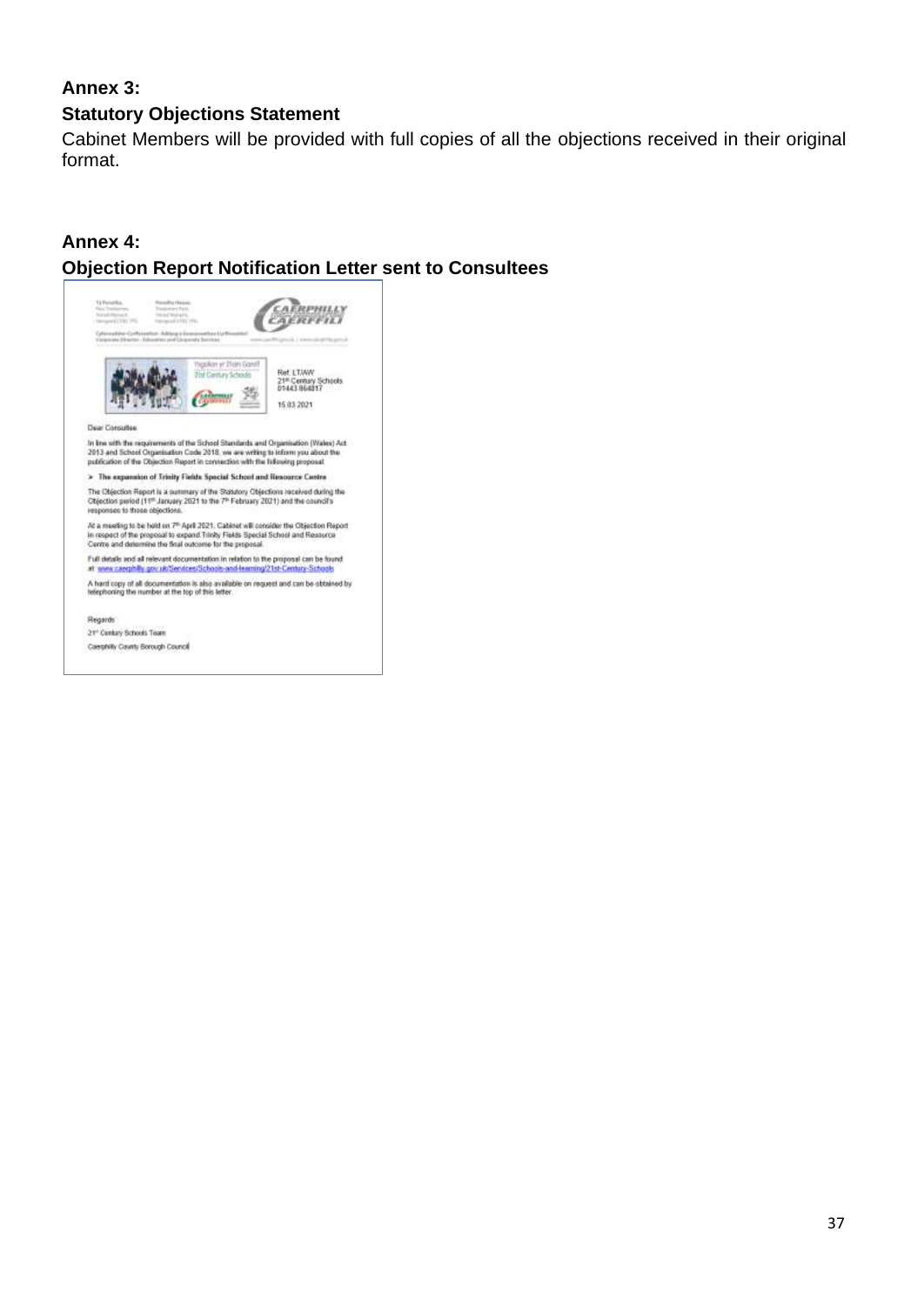## Annex 3:

### Statutory Objections Statement

Cabinet Members will be provided with full copies of all the objections received in their original format.

## Annex 4:

### Objection Report Notification Letter sent to Consultees

Ref: LT/AW
21st Century Schools
01443 864817

15.03.2021

Dear Consultee

In line with the requirements of the School Standards and Organisation (Wales) Act 2013 and School Organisation Code 2018, we are writing to inform you about the publication of the Objection Report in connection with the following proposal:

- **The expansion of Trinity Fields Special School and Resource Centre**

The Objection Report is a summary of the Statutory Objections received during the Objection period (11th January 2021 to the 7th February 2021) and the council's responses to those objections.

At a meeting to be held on 7th April 2021, Cabinet will consider the Objection Report in respect of the proposal to expand Trinity Fields Special School and Resource Centre and determine the final outcome for the proposal.

Full details and all relevant documentation in relation to the proposal can be found at: www.caerphilly.gov.uk/Services/Schools-and-learning/21st-Century-Schools

A hard copy of all documentation is also available on request and can be obtained by telephoning the number at the top of this letter.

Regards

21st Century Schools Team

Caerphilly County Borough Council